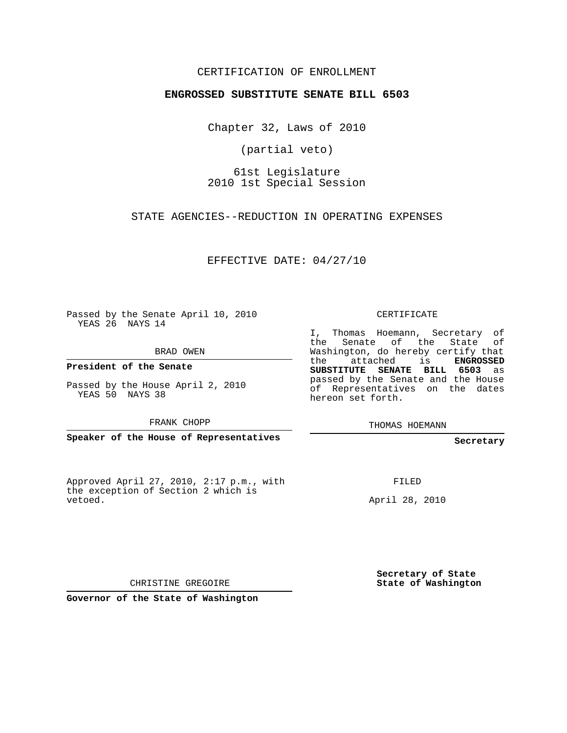CERTIFICATION OF ENROLLMENT

**ENGROSSED SUBSTITUTE SENATE BILL 6503**

Chapter 32, Laws of 2010

(partial veto)

61st Legislature
2010 1st Special Session

STATE AGENCIES--REDUCTION IN OPERATING EXPENSES

EFFECTIVE DATE: 04/27/10

Passed by the Senate April 10, 2010
YEAS 26 NAYS 14

BRAD OWEN

**President of the Senate**

Passed by the House April 2, 2010
YEAS 50 NAYS 38

FRANK CHOPP

**Speaker of the House of Representatives**

CERTIFICATE

I, Thomas Hoemann, Secretary of the Senate of the State of Washington, do hereby certify that the attached is **ENGROSSED SUBSTITUTE SENATE BILL 6503** as passed by the Senate and the House of Representatives on the dates hereon set forth.

THOMAS HOEMANN

**Secretary**

Approved April 27, 2010, 2:17 p.m., with the exception of Section 2 which is vetoed.

CHRISTINE GREGOIRE

**Governor of the State of Washington**

FILED

April 28, 2010

**Secretary of State**
**State of Washington**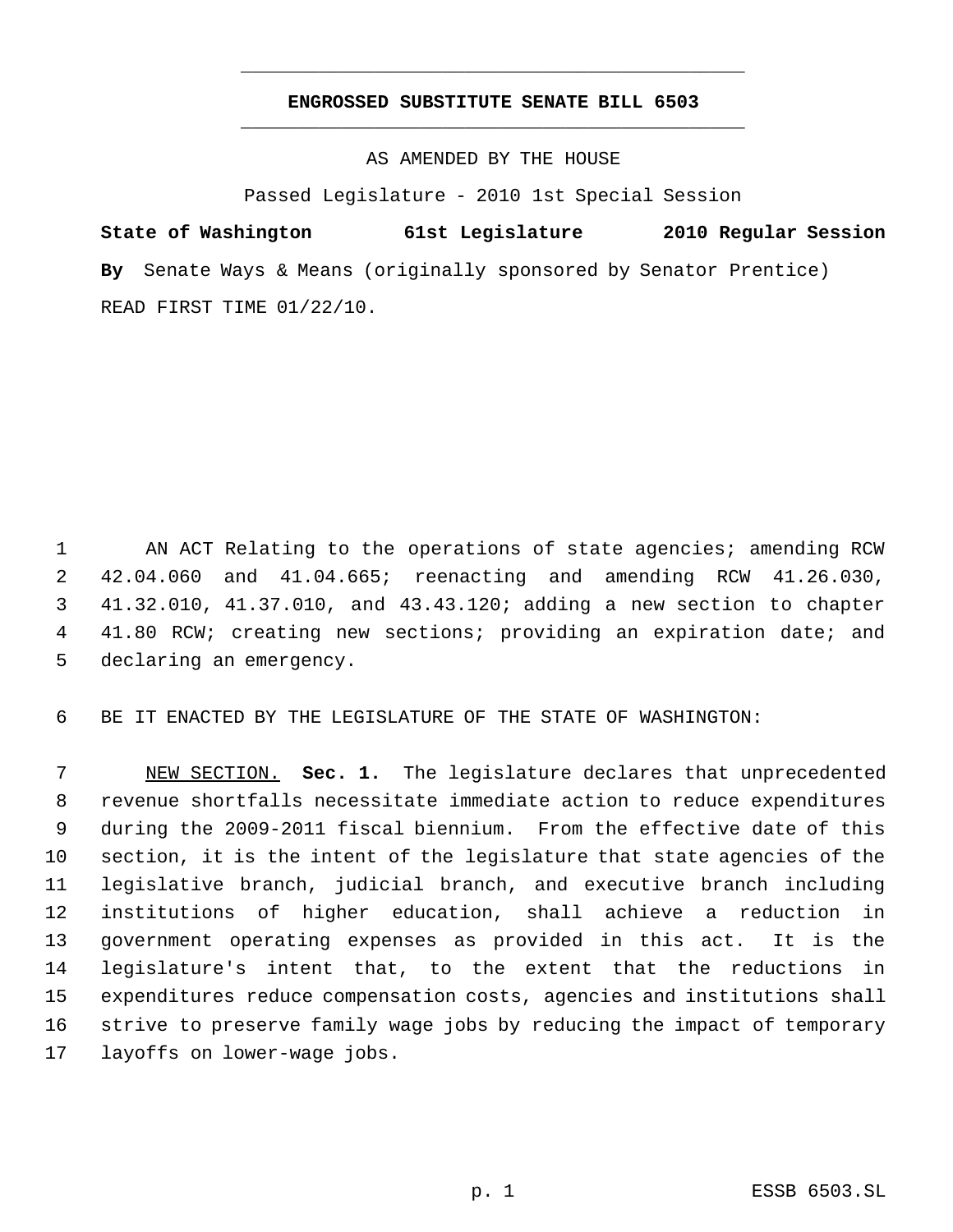# ENGROSSED SUBSTITUTE SENATE BILL 6503

AS AMENDED BY THE HOUSE

Passed Legislature - 2010 1st Special Session

**State of Washington 61st Legislature 2010 Regular Session**

**By** Senate Ways & Means (originally sponsored by Senator Prentice)

READ FIRST TIME 01/22/10.

AN ACT Relating to the operations of state agencies; amending RCW 42.04.060 and 41.04.665; reenacting and amending RCW 41.26.030, 41.32.010, 41.37.010, and 43.43.120; adding a new section to chapter 41.80 RCW; creating new sections; providing an expiration date; and declaring an emergency.

BE IT ENACTED BY THE LEGISLATURE OF THE STATE OF WASHINGTON:

NEW SECTION. **Sec. 1.** The legislature declares that unprecedented revenue shortfalls necessitate immediate action to reduce expenditures during the 2009-2011 fiscal biennium. From the effective date of this section, it is the intent of the legislature that state agencies of the legislative branch, judicial branch, and executive branch including institutions of higher education, shall achieve a reduction in government operating expenses as provided in this act. It is the legislature's intent that, to the extent that the reductions in expenditures reduce compensation costs, agencies and institutions shall strive to preserve family wage jobs by reducing the impact of temporary layoffs on lower-wage jobs.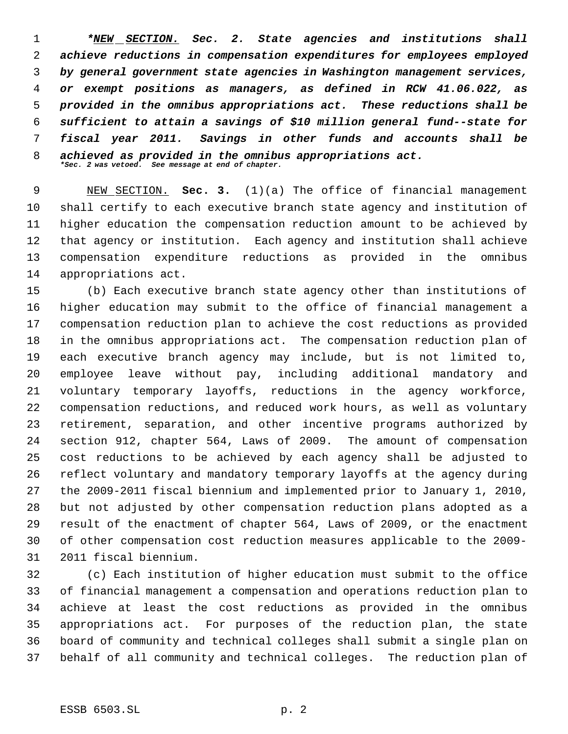***NEW SECTION.** ***Sec. 2.*** ***State agencies and institutions shall achieve reductions in compensation expenditures for employees employed by general government state agencies in Washington management services, or exempt positions as managers, as defined in RCW 41.06.022, as provided in the omnibus appropriations act. These reductions shall be sufficient to attain a savings of $10 million general fund--state for fiscal year 2011. Savings in other funds and accounts shall be achieved as provided in the omnibus appropriations act.***

****Sec. 2 was vetoed. See message at end of chapter.***

NEW SECTION. **Sec. 3.** (1)(a) The office of financial management shall certify to each executive branch state agency and institution of higher education the compensation reduction amount to be achieved by that agency or institution. Each agency and institution shall achieve compensation expenditure reductions as provided in the omnibus appropriations act.

(b) Each executive branch state agency other than institutions of higher education may submit to the office of financial management a compensation reduction plan to achieve the cost reductions as provided in the omnibus appropriations act. The compensation reduction plan of each executive branch agency may include, but is not limited to, employee leave without pay, including additional mandatory and voluntary temporary layoffs, reductions in the agency workforce, compensation reductions, and reduced work hours, as well as voluntary retirement, separation, and other incentive programs authorized by section 912, chapter 564, Laws of 2009. The amount of compensation cost reductions to be achieved by each agency shall be adjusted to reflect voluntary and mandatory temporary layoffs at the agency during the 2009-2011 fiscal biennium and implemented prior to January 1, 2010, but not adjusted by other compensation reduction plans adopted as a result of the enactment of chapter 564, Laws of 2009, or the enactment of other compensation cost reduction measures applicable to the 2009-2011 fiscal biennium.

(c) Each institution of higher education must submit to the office of financial management a compensation and operations reduction plan to achieve at least the cost reductions as provided in the omnibus appropriations act. For purposes of the reduction plan, the state board of community and technical colleges shall submit a single plan on behalf of all community and technical colleges. The reduction plan of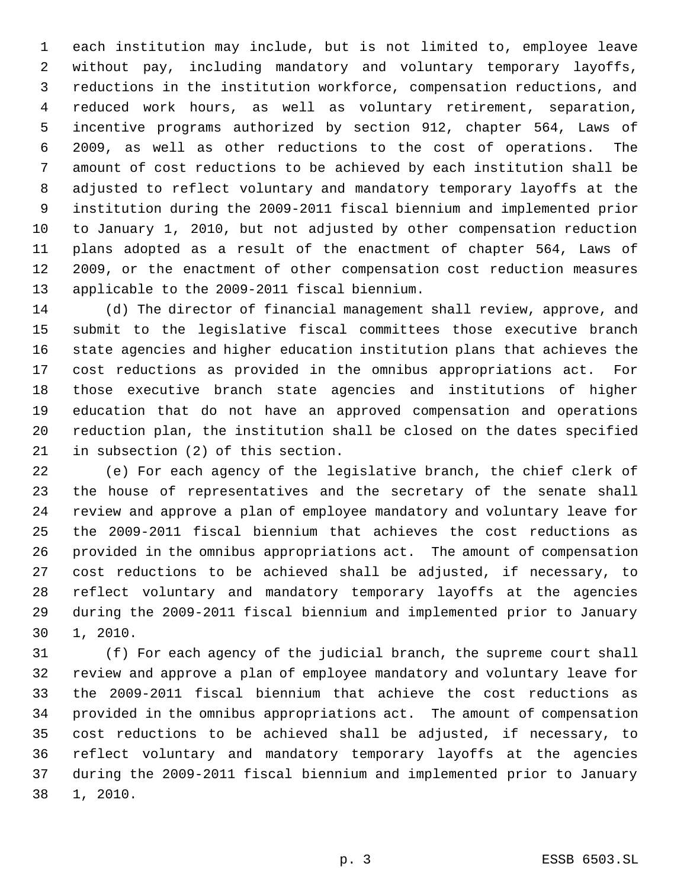each institution may include, but is not limited to, employee leave without pay, including mandatory and voluntary temporary layoffs, reductions in the institution workforce, compensation reductions, and reduced work hours, as well as voluntary retirement, separation, incentive programs authorized by section 912, chapter 564, Laws of 2009, as well as other reductions to the cost of operations. The amount of cost reductions to be achieved by each institution shall be adjusted to reflect voluntary and mandatory temporary layoffs at the institution during the 2009-2011 fiscal biennium and implemented prior to January 1, 2010, but not adjusted by other compensation reduction plans adopted as a result of the enactment of chapter 564, Laws of 2009, or the enactment of other compensation cost reduction measures applicable to the 2009-2011 fiscal biennium.

(d) The director of financial management shall review, approve, and submit to the legislative fiscal committees those executive branch state agencies and higher education institution plans that achieves the cost reductions as provided in the omnibus appropriations act. For those executive branch state agencies and institutions of higher education that do not have an approved compensation and operations reduction plan, the institution shall be closed on the dates specified in subsection (2) of this section.

(e) For each agency of the legislative branch, the chief clerk of the house of representatives and the secretary of the senate shall review and approve a plan of employee mandatory and voluntary leave for the 2009-2011 fiscal biennium that achieves the cost reductions as provided in the omnibus appropriations act. The amount of compensation cost reductions to be achieved shall be adjusted, if necessary, to reflect voluntary and mandatory temporary layoffs at the agencies during the 2009-2011 fiscal biennium and implemented prior to January 1, 2010.

(f) For each agency of the judicial branch, the supreme court shall review and approve a plan of employee mandatory and voluntary leave for the 2009-2011 fiscal biennium that achieve the cost reductions as provided in the omnibus appropriations act. The amount of compensation cost reductions to be achieved shall be adjusted, if necessary, to reflect voluntary and mandatory temporary layoffs at the agencies during the 2009-2011 fiscal biennium and implemented prior to January 1, 2010.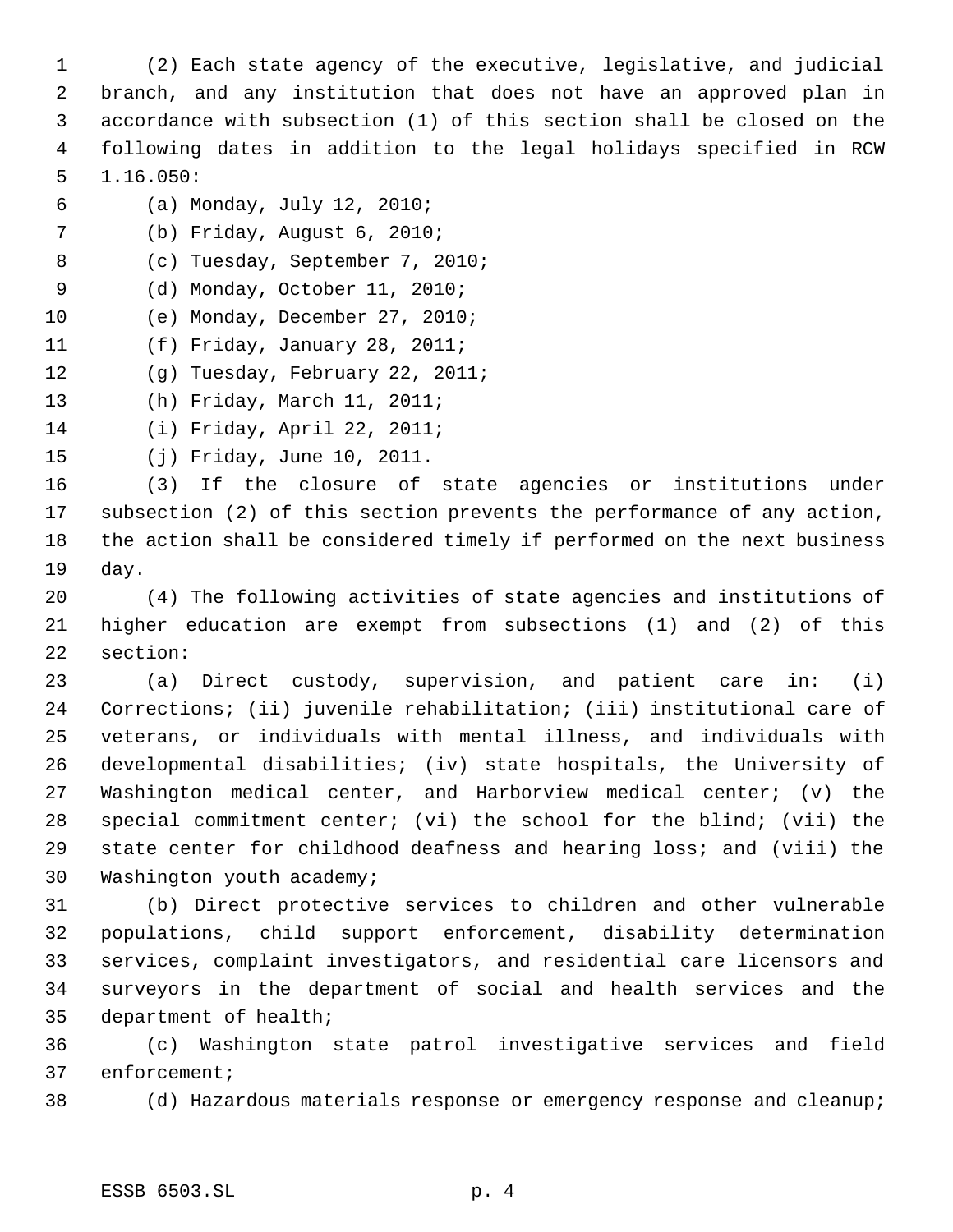(2) Each state agency of the executive, legislative, and judicial branch, and any institution that does not have an approved plan in accordance with subsection (1) of this section shall be closed on the following dates in addition to the legal holidays specified in RCW 1.16.050:

(a) Monday, July 12, 2010;

(b) Friday, August 6, 2010;

(c) Tuesday, September 7, 2010;

(d) Monday, October 11, 2010;

(e) Monday, December 27, 2010;

(f) Friday, January 28, 2011;

(g) Tuesday, February 22, 2011;

(h) Friday, March 11, 2011;

(i) Friday, April 22, 2011;

(j) Friday, June 10, 2011.

(3) If the closure of state agencies or institutions under subsection (2) of this section prevents the performance of any action, the action shall be considered timely if performed on the next business day.

(4) The following activities of state agencies and institutions of higher education are exempt from subsections (1) and (2) of this section:

(a) Direct custody, supervision, and patient care in: (i) Corrections; (ii) juvenile rehabilitation; (iii) institutional care of veterans, or individuals with mental illness, and individuals with developmental disabilities; (iv) state hospitals, the University of Washington medical center, and Harborview medical center; (v) the special commitment center; (vi) the school for the blind; (vii) the state center for childhood deafness and hearing loss; and (viii) the Washington youth academy;

(b) Direct protective services to children and other vulnerable populations, child support enforcement, disability determination services, complaint investigators, and residential care licensors and surveyors in the department of social and health services and the department of health;

(c) Washington state patrol investigative services and field enforcement;

(d) Hazardous materials response or emergency response and cleanup;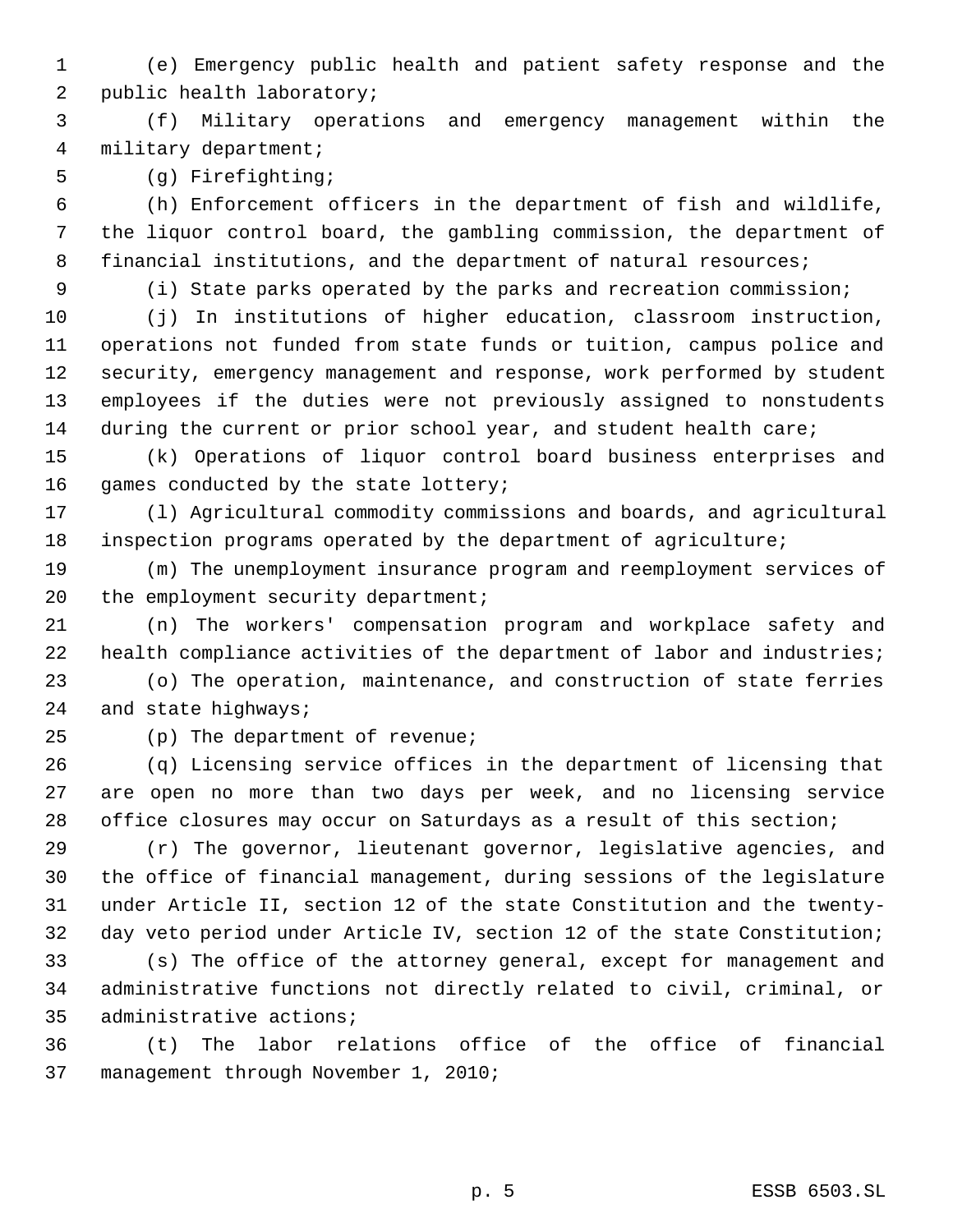(e) Emergency public health and patient safety response and the public health laboratory;

(f) Military operations and emergency management within the military department;

(g) Firefighting;

(h) Enforcement officers in the department of fish and wildlife, the liquor control board, the gambling commission, the department of financial institutions, and the department of natural resources;

(i) State parks operated by the parks and recreation commission;

(j) In institutions of higher education, classroom instruction, operations not funded from state funds or tuition, campus police and security, emergency management and response, work performed by student employees if the duties were not previously assigned to nonstudents during the current or prior school year, and student health care;

(k) Operations of liquor control board business enterprises and games conducted by the state lottery;

(l) Agricultural commodity commissions and boards, and agricultural inspection programs operated by the department of agriculture;

(m) The unemployment insurance program and reemployment services of the employment security department;

(n) The workers' compensation program and workplace safety and health compliance activities of the department of labor and industries;

(o) The operation, maintenance, and construction of state ferries and state highways;

(p) The department of revenue;

(q) Licensing service offices in the department of licensing that are open no more than two days per week, and no licensing service office closures may occur on Saturdays as a result of this section;

(r) The governor, lieutenant governor, legislative agencies, and the office of financial management, during sessions of the legislature under Article II, section 12 of the state Constitution and the twenty-day veto period under Article IV, section 12 of the state Constitution;

(s) The office of the attorney general, except for management and administrative functions not directly related to civil, criminal, or administrative actions;

(t) The labor relations office of the office of financial management through November 1, 2010;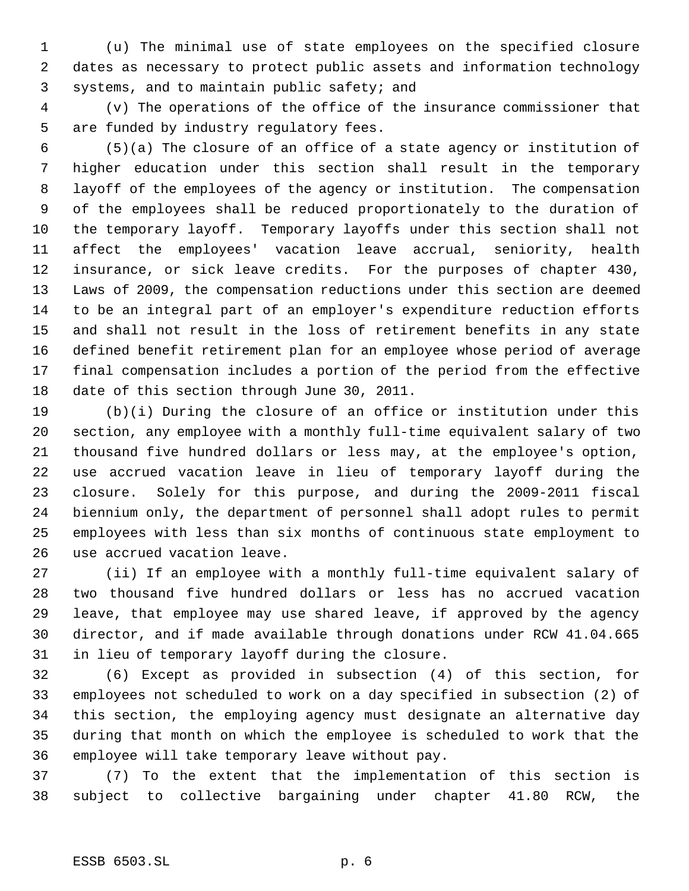(u) The minimal use of state employees on the specified closure dates as necessary to protect public assets and information technology systems, and to maintain public safety; and

(v) The operations of the office of the insurance commissioner that are funded by industry regulatory fees.

(5)(a) The closure of an office of a state agency or institution of higher education under this section shall result in the temporary layoff of the employees of the agency or institution. The compensation of the employees shall be reduced proportionately to the duration of the temporary layoff. Temporary layoffs under this section shall not affect the employees' vacation leave accrual, seniority, health insurance, or sick leave credits. For the purposes of chapter 430, Laws of 2009, the compensation reductions under this section are deemed to be an integral part of an employer's expenditure reduction efforts and shall not result in the loss of retirement benefits in any state defined benefit retirement plan for an employee whose period of average final compensation includes a portion of the period from the effective date of this section through June 30, 2011.

(b)(i) During the closure of an office or institution under this section, any employee with a monthly full-time equivalent salary of two thousand five hundred dollars or less may, at the employee's option, use accrued vacation leave in lieu of temporary layoff during the closure. Solely for this purpose, and during the 2009-2011 fiscal biennium only, the department of personnel shall adopt rules to permit employees with less than six months of continuous state employment to use accrued vacation leave.

(ii) If an employee with a monthly full-time equivalent salary of two thousand five hundred dollars or less has no accrued vacation leave, that employee may use shared leave, if approved by the agency director, and if made available through donations under RCW 41.04.665 in lieu of temporary layoff during the closure.

(6) Except as provided in subsection (4) of this section, for employees not scheduled to work on a day specified in subsection (2) of this section, the employing agency must designate an alternative day during that month on which the employee is scheduled to work that the employee will take temporary leave without pay.

(7) To the extent that the implementation of this section is subject to collective bargaining under chapter 41.80 RCW, the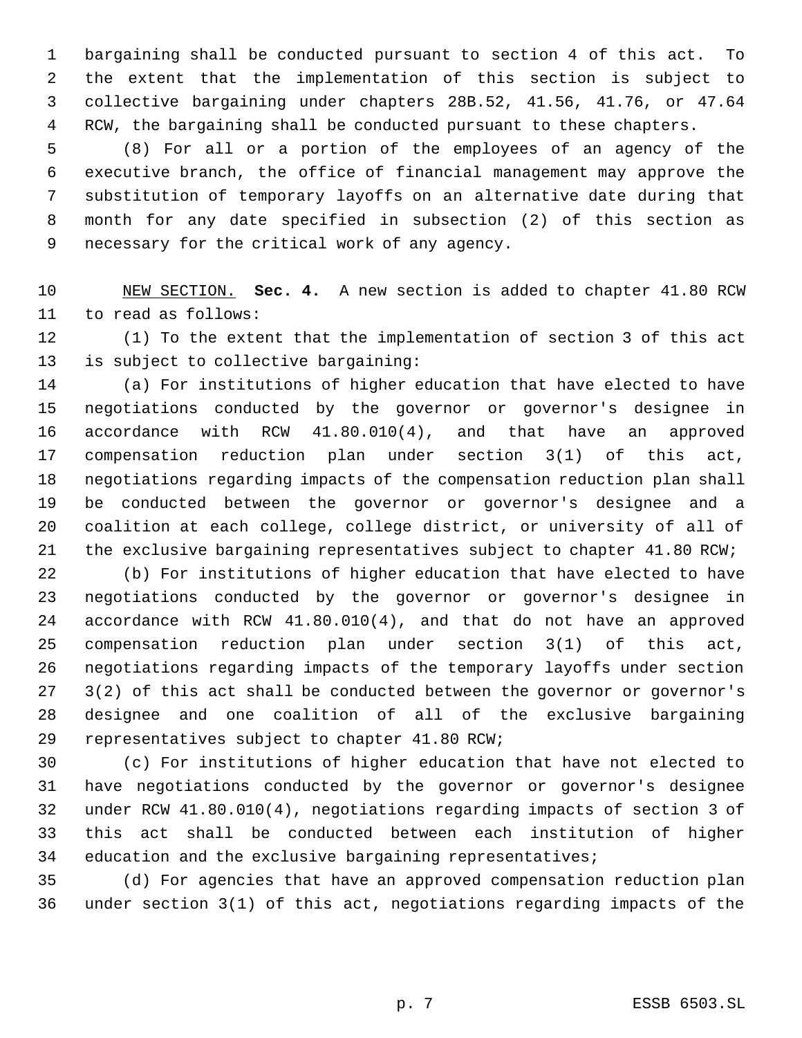bargaining shall be conducted pursuant to section 4 of this act. To the extent that the implementation of this section is subject to collective bargaining under chapters 28B.52, 41.56, 41.76, or 47.64 RCW, the bargaining shall be conducted pursuant to these chapters.

(8) For all or a portion of the employees of an agency of the executive branch, the office of financial management may approve the substitution of temporary layoffs on an alternative date during that month for any date specified in subsection (2) of this section as necessary for the critical work of any agency.

NEW SECTION. **Sec. 4.** A new section is added to chapter 41.80 RCW to read as follows:

(1) To the extent that the implementation of section 3 of this act is subject to collective bargaining:

(a) For institutions of higher education that have elected to have negotiations conducted by the governor or governor's designee in accordance with RCW 41.80.010(4), and that have an approved compensation reduction plan under section 3(1) of this act, negotiations regarding impacts of the compensation reduction plan shall be conducted between the governor or governor's designee and a coalition at each college, college district, or university of all of the exclusive bargaining representatives subject to chapter 41.80 RCW;

(b) For institutions of higher education that have elected to have negotiations conducted by the governor or governor's designee in accordance with RCW 41.80.010(4), and that do not have an approved compensation reduction plan under section 3(1) of this act, negotiations regarding impacts of the temporary layoffs under section 3(2) of this act shall be conducted between the governor or governor's designee and one coalition of all of the exclusive bargaining representatives subject to chapter 41.80 RCW;

(c) For institutions of higher education that have not elected to have negotiations conducted by the governor or governor's designee under RCW 41.80.010(4), negotiations regarding impacts of section 3 of this act shall be conducted between each institution of higher education and the exclusive bargaining representatives;

(d) For agencies that have an approved compensation reduction plan under section 3(1) of this act, negotiations regarding impacts of the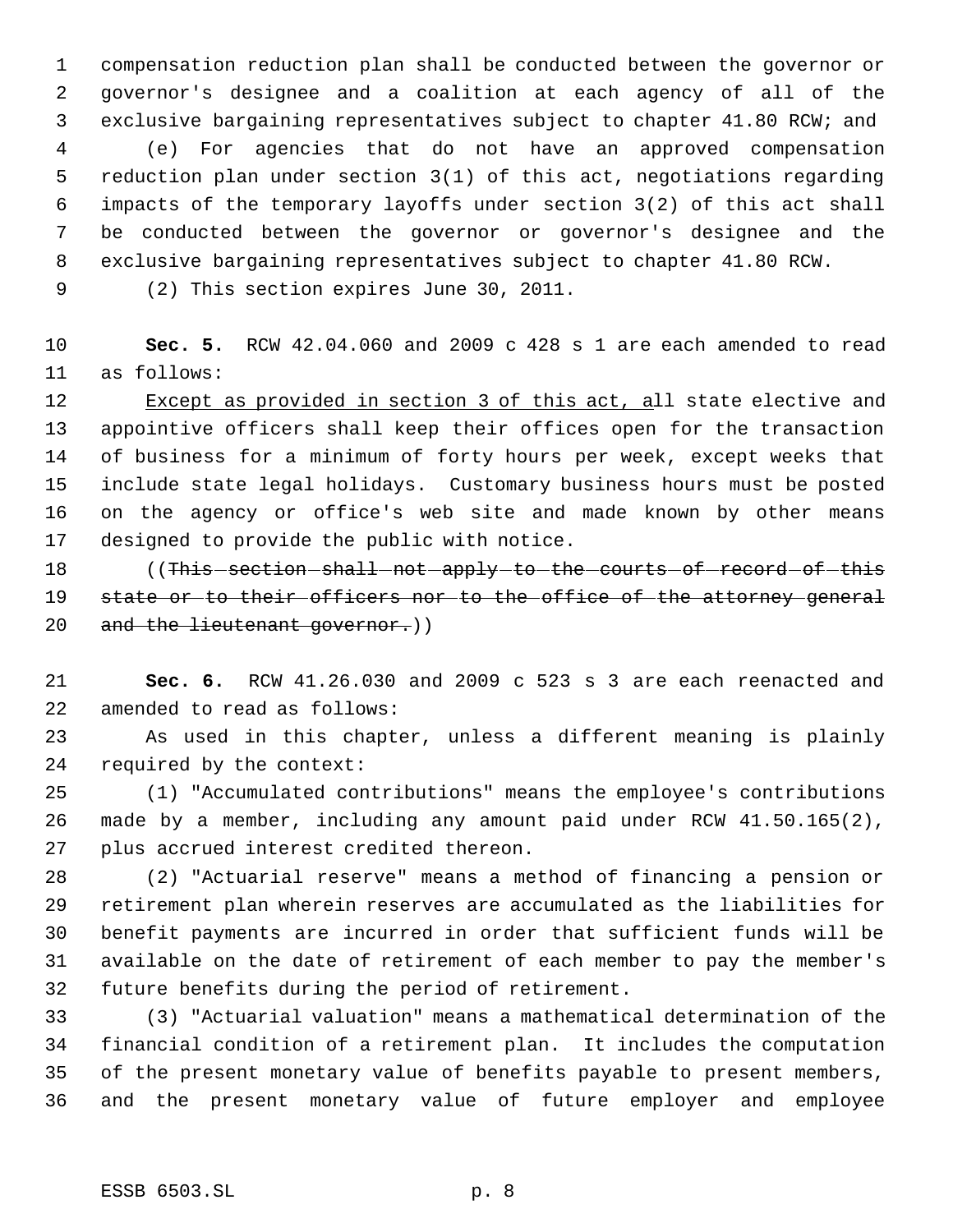compensation reduction plan shall be conducted between the governor or governor's designee and a coalition at each agency of all of the exclusive bargaining representatives subject to chapter 41.80 RCW; and

(e) For agencies that do not have an approved compensation reduction plan under section 3(1) of this act, negotiations regarding impacts of the temporary layoffs under section 3(2) of this act shall be conducted between the governor or governor's designee and the exclusive bargaining representatives subject to chapter 41.80 RCW.

(2) This section expires June 30, 2011.

**Sec. 5.** RCW 42.04.060 and 2009 c 428 s 1 are each amended to read as follows:

<u>Except as provided in section 3 of this act, a</u>ll state elective and appointive officers shall keep their offices open for the transaction of business for a minimum of forty hours per week, except weeks that include state legal holidays. Customary business hours must be posted on the agency or office's web site and made known by other means designed to provide the public with notice.

((~~This section shall not apply to the courts of record of this state or to their officers nor to the office of the attorney general and the lieutenant governor.~~))

**Sec. 6.** RCW 41.26.030 and 2009 c 523 s 3 are each reenacted and amended to read as follows:

As used in this chapter, unless a different meaning is plainly required by the context:

(1) "Accumulated contributions" means the employee's contributions made by a member, including any amount paid under RCW 41.50.165(2), plus accrued interest credited thereon.

(2) "Actuarial reserve" means a method of financing a pension or retirement plan wherein reserves are accumulated as the liabilities for benefit payments are incurred in order that sufficient funds will be available on the date of retirement of each member to pay the member's future benefits during the period of retirement.

(3) "Actuarial valuation" means a mathematical determination of the financial condition of a retirement plan. It includes the computation of the present monetary value of benefits payable to present members, and the present monetary value of future employer and employee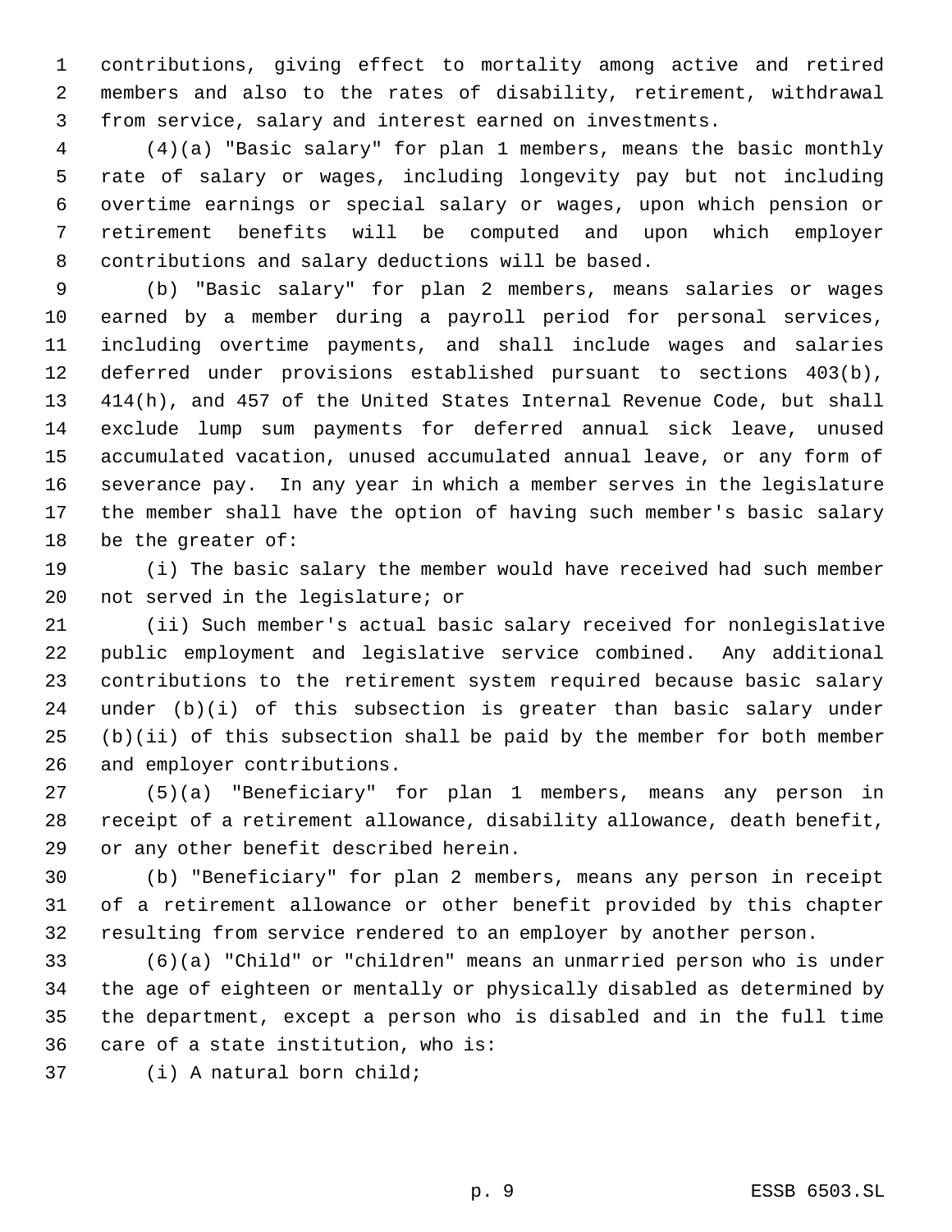contributions, giving effect to mortality among active and retired members and also to the rates of disability, retirement, withdrawal from service, salary and interest earned on investments.

(4)(a) "Basic salary" for plan 1 members, means the basic monthly rate of salary or wages, including longevity pay but not including overtime earnings or special salary or wages, upon which pension or retirement benefits will be computed and upon which employer contributions and salary deductions will be based.

(b) "Basic salary" for plan 2 members, means salaries or wages earned by a member during a payroll period for personal services, including overtime payments, and shall include wages and salaries deferred under provisions established pursuant to sections 403(b), 414(h), and 457 of the United States Internal Revenue Code, but shall exclude lump sum payments for deferred annual sick leave, unused accumulated vacation, unused accumulated annual leave, or any form of severance pay. In any year in which a member serves in the legislature the member shall have the option of having such member's basic salary be the greater of:

(i) The basic salary the member would have received had such member not served in the legislature; or

(ii) Such member's actual basic salary received for nonlegislative public employment and legislative service combined. Any additional contributions to the retirement system required because basic salary under (b)(i) of this subsection is greater than basic salary under (b)(ii) of this subsection shall be paid by the member for both member and employer contributions.

(5)(a) "Beneficiary" for plan 1 members, means any person in receipt of a retirement allowance, disability allowance, death benefit, or any other benefit described herein.

(b) "Beneficiary" for plan 2 members, means any person in receipt of a retirement allowance or other benefit provided by this chapter resulting from service rendered to an employer by another person.

(6)(a) "Child" or "children" means an unmarried person who is under the age of eighteen or mentally or physically disabled as determined by the department, except a person who is disabled and in the full time care of a state institution, who is:

(i) A natural born child;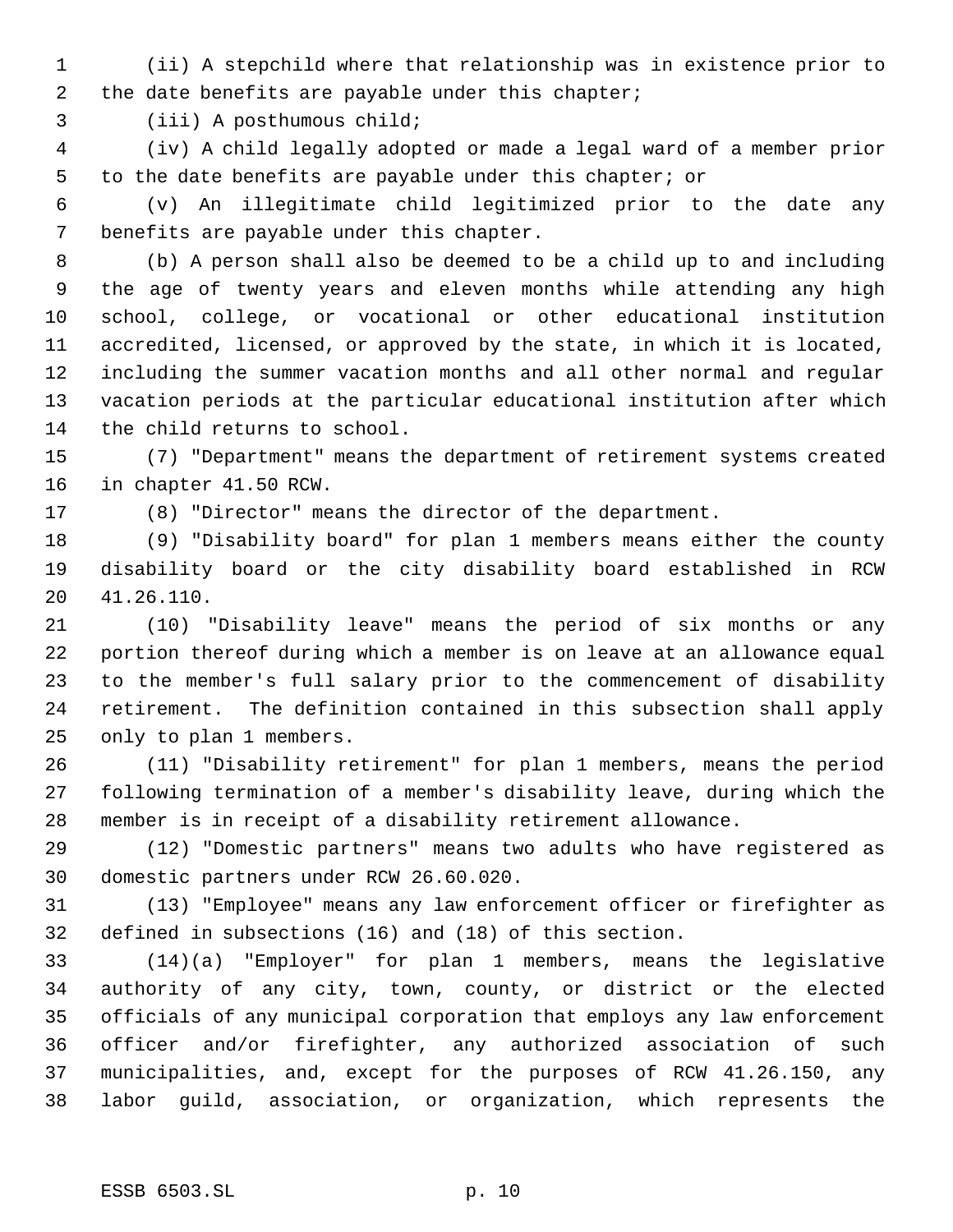(ii) A stepchild where that relationship was in existence prior to the date benefits are payable under this chapter;

(iii) A posthumous child;

(iv) A child legally adopted or made a legal ward of a member prior to the date benefits are payable under this chapter; or

(v) An illegitimate child legitimized prior to the date any benefits are payable under this chapter.

(b) A person shall also be deemed to be a child up to and including the age of twenty years and eleven months while attending any high school, college, or vocational or other educational institution accredited, licensed, or approved by the state, in which it is located, including the summer vacation months and all other normal and regular vacation periods at the particular educational institution after which the child returns to school.

(7) "Department" means the department of retirement systems created in chapter 41.50 RCW.

(8) "Director" means the director of the department.

(9) "Disability board" for plan 1 members means either the county disability board or the city disability board established in RCW 41.26.110.

(10) "Disability leave" means the period of six months or any portion thereof during which a member is on leave at an allowance equal to the member's full salary prior to the commencement of disability retirement. The definition contained in this subsection shall apply only to plan 1 members.

(11) "Disability retirement" for plan 1 members, means the period following termination of a member's disability leave, during which the member is in receipt of a disability retirement allowance.

(12) "Domestic partners" means two adults who have registered as domestic partners under RCW 26.60.020.

(13) "Employee" means any law enforcement officer or firefighter as defined in subsections (16) and (18) of this section.

(14)(a) "Employer" for plan 1 members, means the legislative authority of any city, town, county, or district or the elected officials of any municipal corporation that employs any law enforcement officer and/or firefighter, any authorized association of such municipalities, and, except for the purposes of RCW 41.26.150, any labor guild, association, or organization, which represents the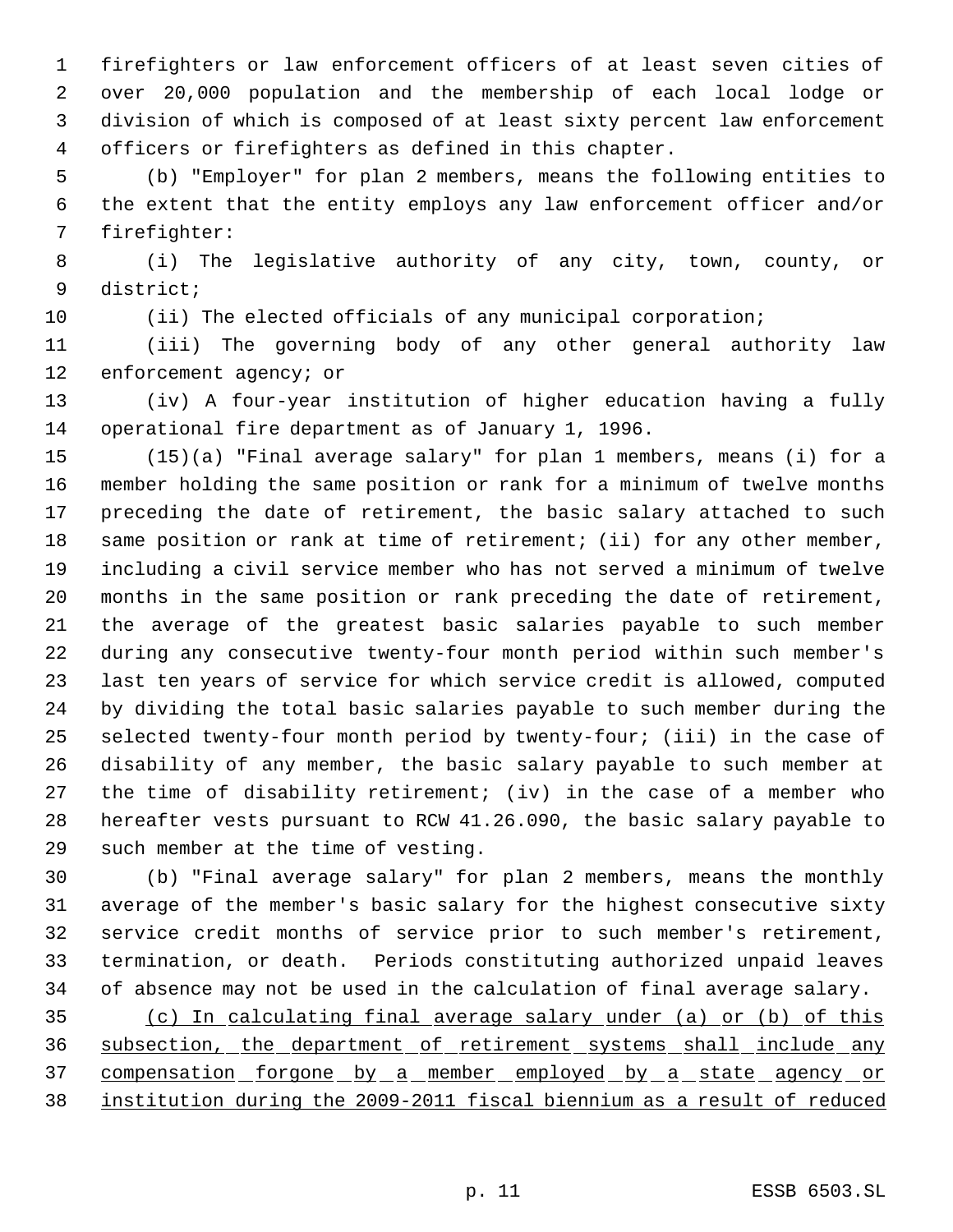firefighters or law enforcement officers of at least seven cities of over 20,000 population and the membership of each local lodge or division of which is composed of at least sixty percent law enforcement officers or firefighters as defined in this chapter.

(b) "Employer" for plan 2 members, means the following entities to the extent that the entity employs any law enforcement officer and/or firefighter:

(i) The legislative authority of any city, town, county, or district;

(ii) The elected officials of any municipal corporation;

(iii) The governing body of any other general authority law enforcement agency; or

(iv) A four-year institution of higher education having a fully operational fire department as of January 1, 1996.

(15)(a) "Final average salary" for plan 1 members, means (i) for a member holding the same position or rank for a minimum of twelve months preceding the date of retirement, the basic salary attached to such same position or rank at time of retirement; (ii) for any other member, including a civil service member who has not served a minimum of twelve months in the same position or rank preceding the date of retirement, the average of the greatest basic salaries payable to such member during any consecutive twenty-four month period within such member's last ten years of service for which service credit is allowed, computed by dividing the total basic salaries payable to such member during the selected twenty-four month period by twenty-four; (iii) in the case of disability of any member, the basic salary payable to such member at the time of disability retirement; (iv) in the case of a member who hereafter vests pursuant to RCW 41.26.090, the basic salary payable to such member at the time of vesting.

(b) "Final average salary" for plan 2 members, means the monthly average of the member's basic salary for the highest consecutive sixty service credit months of service prior to such member's retirement, termination, or death. Periods constituting authorized unpaid leaves of absence may not be used in the calculation of final average salary.

<u>(c) In calculating final average salary under (a) or (b) of this subsection, the department of retirement systems shall include any compensation forgone by a member employed by a state agency or institution during the 2009-2011 fiscal biennium as a result of reduced</u>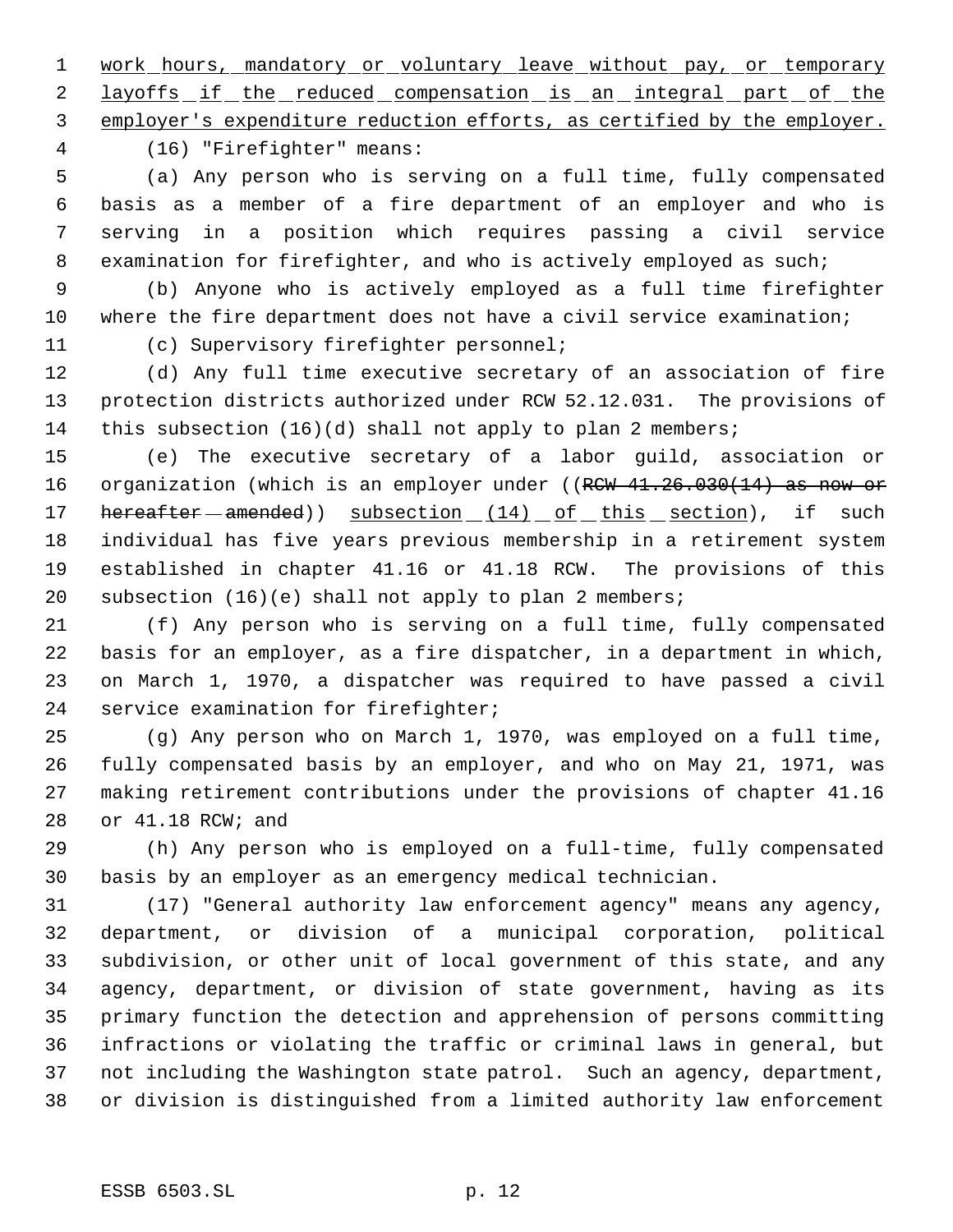work hours, mandatory or voluntary leave without pay, or temporary layoffs if the reduced compensation is an integral part of the employer's expenditure reduction efforts, as certified by the employer.

(16) "Firefighter" means:

(a) Any person who is serving on a full time, fully compensated basis as a member of a fire department of an employer and who is serving in a position which requires passing a civil service examination for firefighter, and who is actively employed as such;

(b) Anyone who is actively employed as a full time firefighter where the fire department does not have a civil service examination;

(c) Supervisory firefighter personnel;

(d) Any full time executive secretary of an association of fire protection districts authorized under RCW 52.12.031. The provisions of this subsection (16)(d) shall not apply to plan 2 members;

(e) The executive secretary of a labor guild, association or organization (which is an employer under ((RCW 41.26.030(14) as now or hereafter amended)) subsection (14) of this section), if such individual has five years previous membership in a retirement system established in chapter 41.16 or 41.18 RCW. The provisions of this subsection (16)(e) shall not apply to plan 2 members;

(f) Any person who is serving on a full time, fully compensated basis for an employer, as a fire dispatcher, in a department in which, on March 1, 1970, a dispatcher was required to have passed a civil service examination for firefighter;

(g) Any person who on March 1, 1970, was employed on a full time, fully compensated basis by an employer, and who on May 21, 1971, was making retirement contributions under the provisions of chapter 41.16 or 41.18 RCW; and

(h) Any person who is employed on a full-time, fully compensated basis by an employer as an emergency medical technician.

(17) "General authority law enforcement agency" means any agency, department, or division of a municipal corporation, political subdivision, or other unit of local government of this state, and any agency, department, or division of state government, having as its primary function the detection and apprehension of persons committing infractions or violating the traffic or criminal laws in general, but not including the Washington state patrol. Such an agency, department, or division is distinguished from a limited authority law enforcement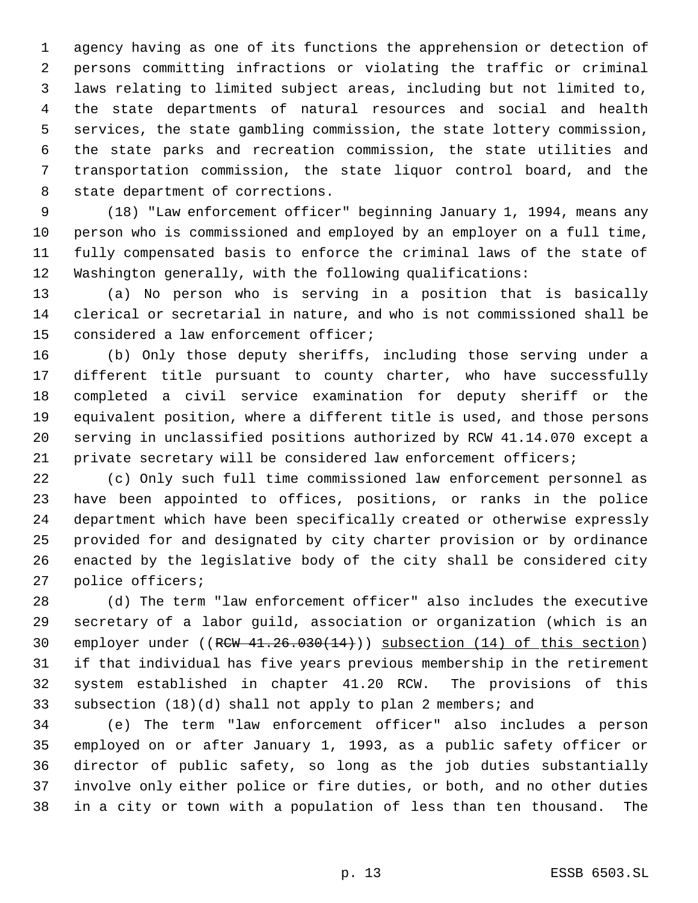agency having as one of its functions the apprehension or detection of persons committing infractions or violating the traffic or criminal laws relating to limited subject areas, including but not limited to, the state departments of natural resources and social and health services, the state gambling commission, the state lottery commission, the state parks and recreation commission, the state utilities and transportation commission, the state liquor control board, and the state department of corrections.

(18) "Law enforcement officer" beginning January 1, 1994, means any person who is commissioned and employed by an employer on a full time, fully compensated basis to enforce the criminal laws of the state of Washington generally, with the following qualifications:

(a) No person who is serving in a position that is basically clerical or secretarial in nature, and who is not commissioned shall be considered a law enforcement officer;

(b) Only those deputy sheriffs, including those serving under a different title pursuant to county charter, who have successfully completed a civil service examination for deputy sheriff or the equivalent position, where a different title is used, and those persons serving in unclassified positions authorized by RCW 41.14.070 except a private secretary will be considered law enforcement officers;

(c) Only such full time commissioned law enforcement personnel as have been appointed to offices, positions, or ranks in the police department which have been specifically created or otherwise expressly provided for and designated by city charter provision or by ordinance enacted by the legislative body of the city shall be considered city police officers;

(d) The term "law enforcement officer" also includes the executive secretary of a labor guild, association or organization (which is an employer under ((~~RCW 41.26.030(14)~~)) <u>subsection (14) of this section</u>) if that individual has five years previous membership in the retirement system established in chapter 41.20 RCW. The provisions of this subsection (18)(d) shall not apply to plan 2 members; and

(e) The term "law enforcement officer" also includes a person employed on or after January 1, 1993, as a public safety officer or director of public safety, so long as the job duties substantially involve only either police or fire duties, or both, and no other duties in a city or town with a population of less than ten thousand. The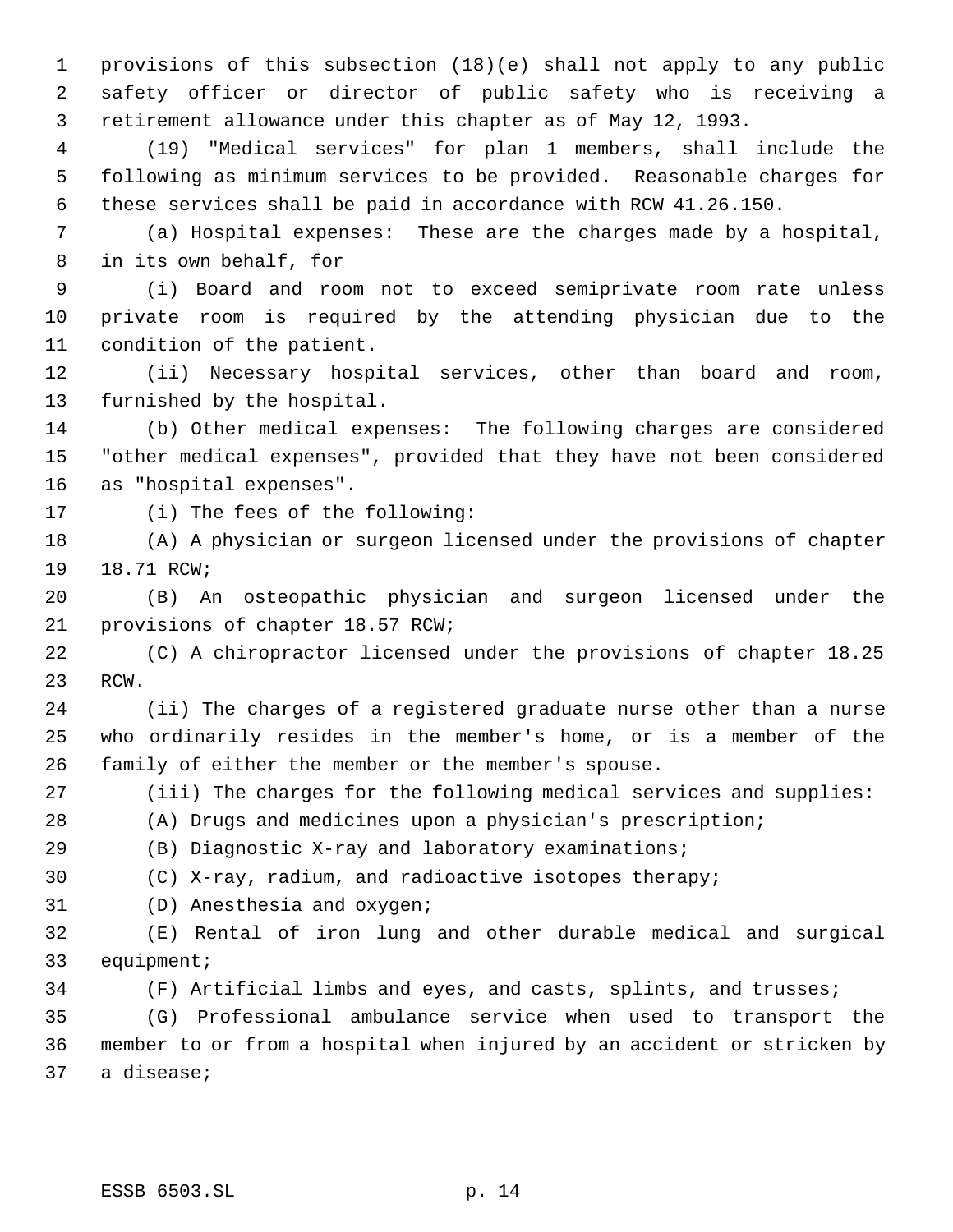provisions of this subsection (18)(e) shall not apply to any public safety officer or director of public safety who is receiving a retirement allowance under this chapter as of May 12, 1993.

(19) "Medical services" for plan 1 members, shall include the following as minimum services to be provided. Reasonable charges for these services shall be paid in accordance with RCW 41.26.150.

(a) Hospital expenses: These are the charges made by a hospital, in its own behalf, for

(i) Board and room not to exceed semiprivate room rate unless private room is required by the attending physician due to the condition of the patient.

(ii) Necessary hospital services, other than board and room, furnished by the hospital.

(b) Other medical expenses: The following charges are considered "other medical expenses", provided that they have not been considered as "hospital expenses".

(i) The fees of the following:

(A) A physician or surgeon licensed under the provisions of chapter 18.71 RCW;

(B) An osteopathic physician and surgeon licensed under the provisions of chapter 18.57 RCW;

(C) A chiropractor licensed under the provisions of chapter 18.25 RCW.

(ii) The charges of a registered graduate nurse other than a nurse who ordinarily resides in the member's home, or is a member of the family of either the member or the member's spouse.

(iii) The charges for the following medical services and supplies:

(A) Drugs and medicines upon a physician's prescription;

(B) Diagnostic X-ray and laboratory examinations;

(C) X-ray, radium, and radioactive isotopes therapy;

(D) Anesthesia and oxygen;

(E) Rental of iron lung and other durable medical and surgical equipment;

(F) Artificial limbs and eyes, and casts, splints, and trusses;

(G) Professional ambulance service when used to transport the member to or from a hospital when injured by an accident or stricken by a disease;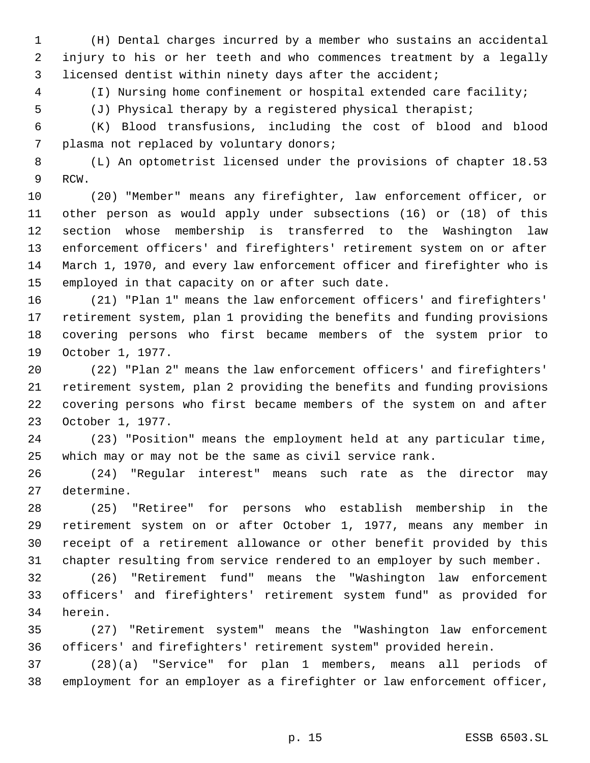(H) Dental charges incurred by a member who sustains an accidental injury to his or her teeth and who commences treatment by a legally licensed dentist within ninety days after the accident;

(I) Nursing home confinement or hospital extended care facility;

(J) Physical therapy by a registered physical therapist;

(K) Blood transfusions, including the cost of blood and blood plasma not replaced by voluntary donors;

(L) An optometrist licensed under the provisions of chapter 18.53 RCW.

(20) "Member" means any firefighter, law enforcement officer, or other person as would apply under subsections (16) or (18) of this section whose membership is transferred to the Washington law enforcement officers' and firefighters' retirement system on or after March 1, 1970, and every law enforcement officer and firefighter who is employed in that capacity on or after such date.

(21) "Plan 1" means the law enforcement officers' and firefighters' retirement system, plan 1 providing the benefits and funding provisions covering persons who first became members of the system prior to October 1, 1977.

(22) "Plan 2" means the law enforcement officers' and firefighters' retirement system, plan 2 providing the benefits and funding provisions covering persons who first became members of the system on and after October 1, 1977.

(23) "Position" means the employment held at any particular time, which may or may not be the same as civil service rank.

(24) "Regular interest" means such rate as the director may determine.

(25) "Retiree" for persons who establish membership in the retirement system on or after October 1, 1977, means any member in receipt of a retirement allowance or other benefit provided by this chapter resulting from service rendered to an employer by such member.

(26) "Retirement fund" means the "Washington law enforcement officers' and firefighters' retirement system fund" as provided for herein.

(27) "Retirement system" means the "Washington law enforcement officers' and firefighters' retirement system" provided herein.

(28)(a) "Service" for plan 1 members, means all periods of employment for an employer as a firefighter or law enforcement officer,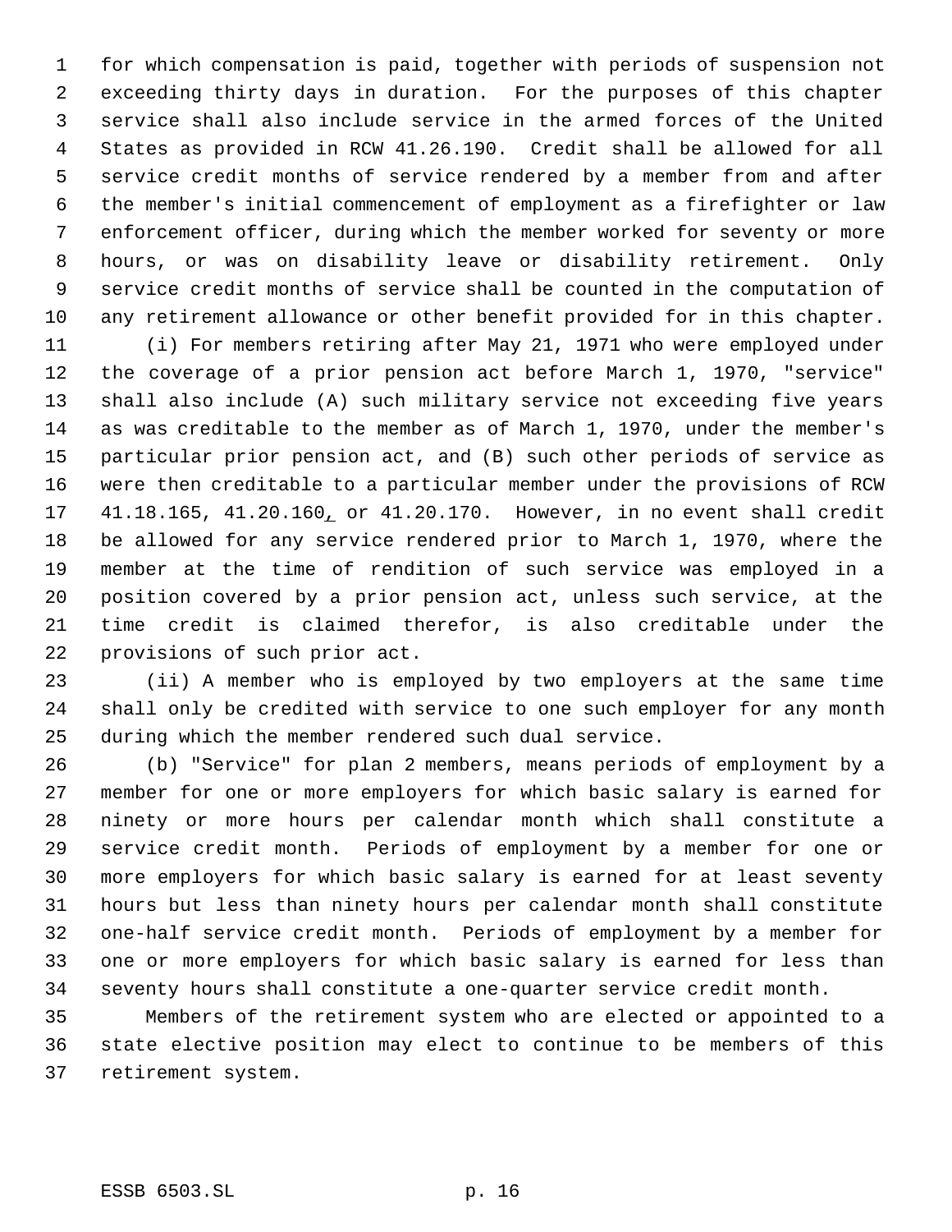for which compensation is paid, together with periods of suspension not exceeding thirty days in duration. For the purposes of this chapter service shall also include service in the armed forces of the United States as provided in RCW 41.26.190. Credit shall be allowed for all service credit months of service rendered by a member from and after the member's initial commencement of employment as a firefighter or law enforcement officer, during which the member worked for seventy or more hours, or was on disability leave or disability retirement. Only service credit months of service shall be counted in the computation of any retirement allowance or other benefit provided for in this chapter.

(i) For members retiring after May 21, 1971 who were employed under the coverage of a prior pension act before March 1, 1970, "service" shall also include (A) such military service not exceeding five years as was creditable to the member as of March 1, 1970, under the member's particular prior pension act, and (B) such other periods of service as were then creditable to a particular member under the provisions of RCW 41.18.165, 41.20.160, or 41.20.170. However, in no event shall credit be allowed for any service rendered prior to March 1, 1970, where the member at the time of rendition of such service was employed in a position covered by a prior pension act, unless such service, at the time credit is claimed therefor, is also creditable under the provisions of such prior act.

(ii) A member who is employed by two employers at the same time shall only be credited with service to one such employer for any month during which the member rendered such dual service.

(b) "Service" for plan 2 members, means periods of employment by a member for one or more employers for which basic salary is earned for ninety or more hours per calendar month which shall constitute a service credit month. Periods of employment by a member for one or more employers for which basic salary is earned for at least seventy hours but less than ninety hours per calendar month shall constitute one-half service credit month. Periods of employment by a member for one or more employers for which basic salary is earned for less than seventy hours shall constitute a one-quarter service credit month.

Members of the retirement system who are elected or appointed to a state elective position may elect to continue to be members of this retirement system.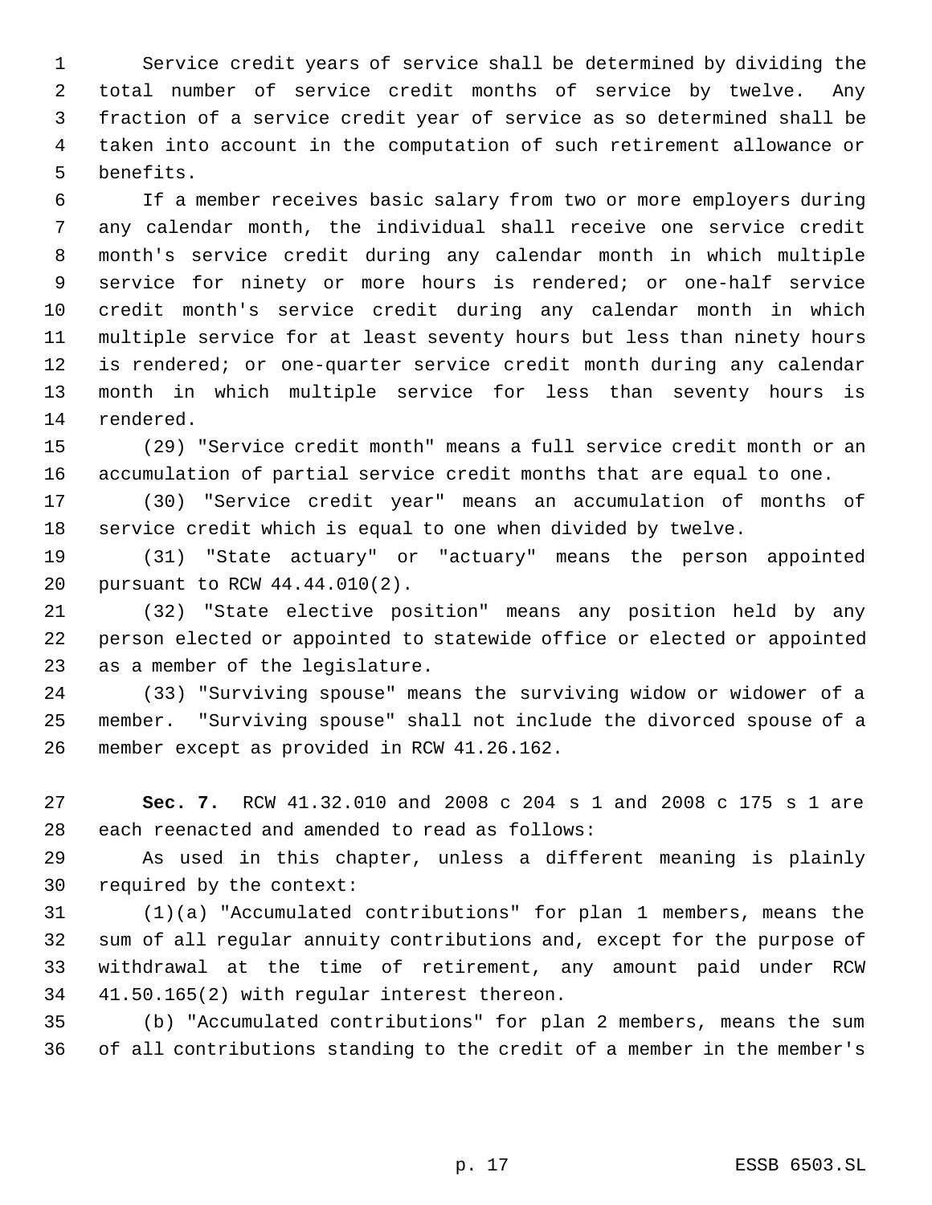Service credit years of service shall be determined by dividing the total number of service credit months of service by twelve. Any fraction of a service credit year of service as so determined shall be taken into account in the computation of such retirement allowance or benefits.

If a member receives basic salary from two or more employers during any calendar month, the individual shall receive one service credit month's service credit during any calendar month in which multiple service for ninety or more hours is rendered; or one-half service credit month's service credit during any calendar month in which multiple service for at least seventy hours but less than ninety hours is rendered; or one-quarter service credit month during any calendar month in which multiple service for less than seventy hours is rendered.

(29) "Service credit month" means a full service credit month or an accumulation of partial service credit months that are equal to one.

(30) "Service credit year" means an accumulation of months of service credit which is equal to one when divided by twelve.

(31) "State actuary" or "actuary" means the person appointed pursuant to RCW 44.44.010(2).

(32) "State elective position" means any position held by any person elected or appointed to statewide office or elected or appointed as a member of the legislature.

(33) "Surviving spouse" means the surviving widow or widower of a member. "Surviving spouse" shall not include the divorced spouse of a member except as provided in RCW 41.26.162.

**Sec. 7.** RCW 41.32.010 and 2008 c 204 s 1 and 2008 c 175 s 1 are each reenacted and amended to read as follows:

As used in this chapter, unless a different meaning is plainly required by the context:

(1)(a) "Accumulated contributions" for plan 1 members, means the sum of all regular annuity contributions and, except for the purpose of withdrawal at the time of retirement, any amount paid under RCW 41.50.165(2) with regular interest thereon.

(b) "Accumulated contributions" for plan 2 members, means the sum of all contributions standing to the credit of a member in the member's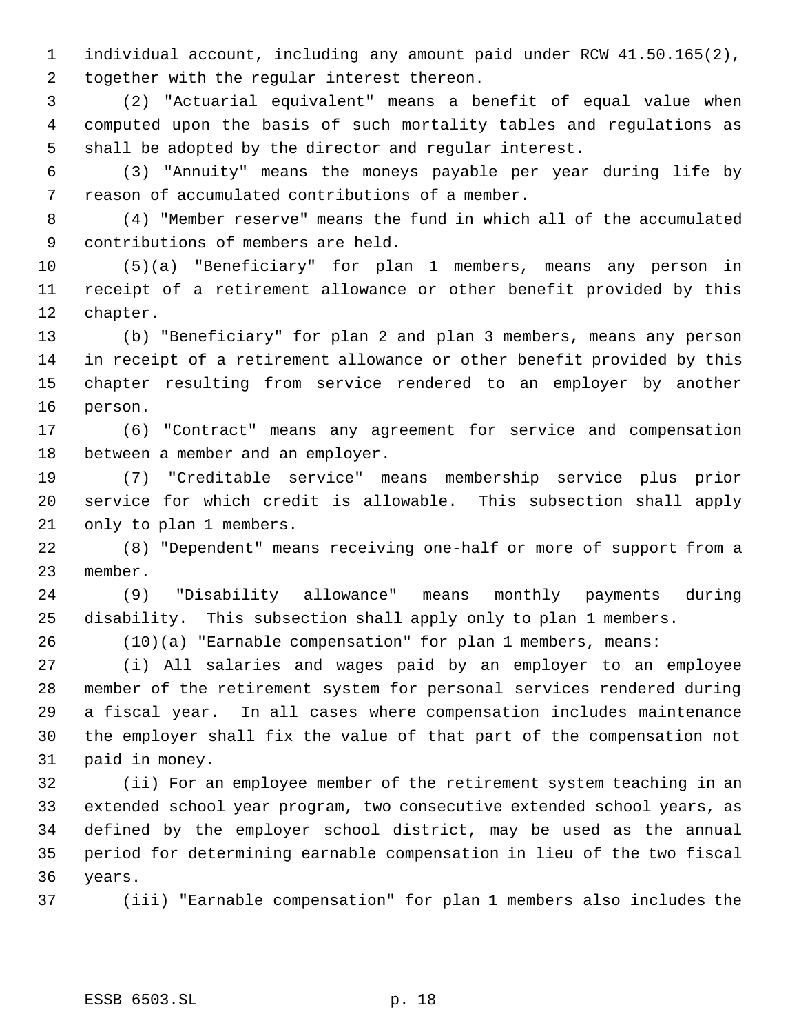individual account, including any amount paid under RCW 41.50.165(2), together with the regular interest thereon.

(2) "Actuarial equivalent" means a benefit of equal value when computed upon the basis of such mortality tables and regulations as shall be adopted by the director and regular interest.

(3) "Annuity" means the moneys payable per year during life by reason of accumulated contributions of a member.

(4) "Member reserve" means the fund in which all of the accumulated contributions of members are held.

(5)(a) "Beneficiary" for plan 1 members, means any person in receipt of a retirement allowance or other benefit provided by this chapter.

(b) "Beneficiary" for plan 2 and plan 3 members, means any person in receipt of a retirement allowance or other benefit provided by this chapter resulting from service rendered to an employer by another person.

(6) "Contract" means any agreement for service and compensation between a member and an employer.

(7) "Creditable service" means membership service plus prior service for which credit is allowable. This subsection shall apply only to plan 1 members.

(8) "Dependent" means receiving one-half or more of support from a member.

(9) "Disability allowance" means monthly payments during disability. This subsection shall apply only to plan 1 members.

(10)(a) "Earnable compensation" for plan 1 members, means:

(i) All salaries and wages paid by an employer to an employee member of the retirement system for personal services rendered during a fiscal year. In all cases where compensation includes maintenance the employer shall fix the value of that part of the compensation not paid in money.

(ii) For an employee member of the retirement system teaching in an extended school year program, two consecutive extended school years, as defined by the employer school district, may be used as the annual period for determining earnable compensation in lieu of the two fiscal years.

(iii) "Earnable compensation" for plan 1 members also includes the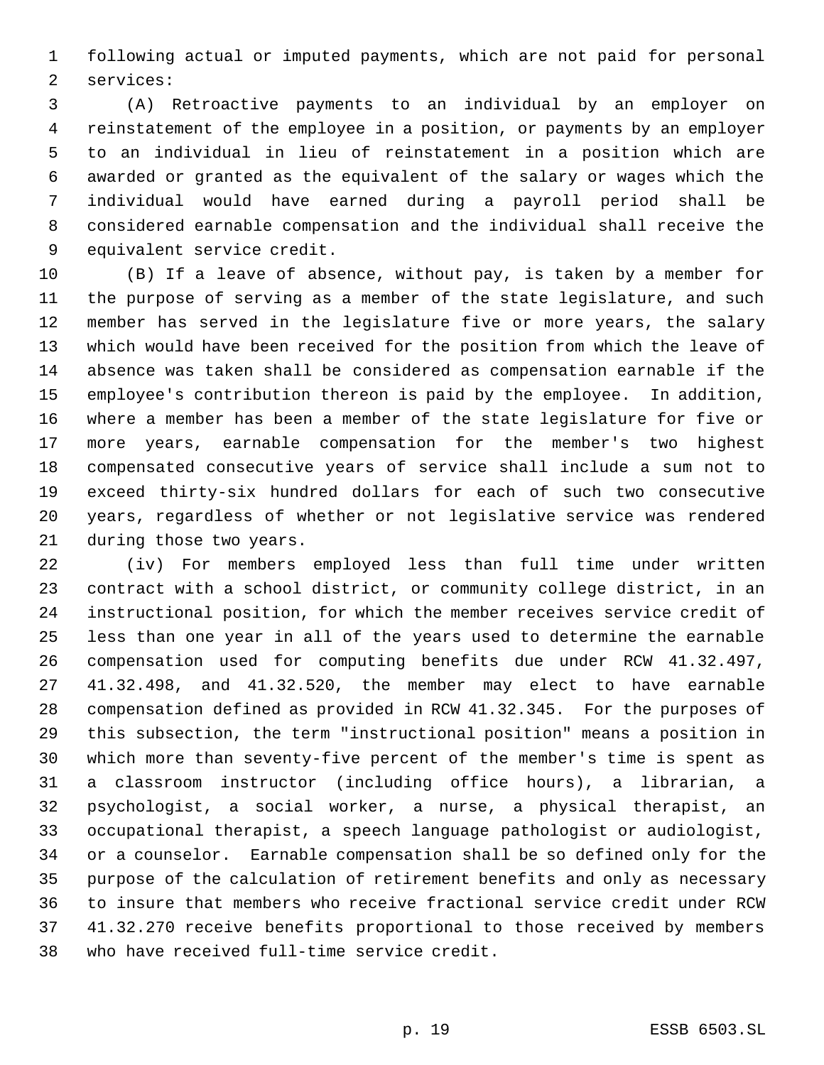following actual or imputed payments, which are not paid for personal services:

(A) Retroactive payments to an individual by an employer on reinstatement of the employee in a position, or payments by an employer to an individual in lieu of reinstatement in a position which are awarded or granted as the equivalent of the salary or wages which the individual would have earned during a payroll period shall be considered earnable compensation and the individual shall receive the equivalent service credit.

(B) If a leave of absence, without pay, is taken by a member for the purpose of serving as a member of the state legislature, and such member has served in the legislature five or more years, the salary which would have been received for the position from which the leave of absence was taken shall be considered as compensation earnable if the employee's contribution thereon is paid by the employee. In addition, where a member has been a member of the state legislature for five or more years, earnable compensation for the member's two highest compensated consecutive years of service shall include a sum not to exceed thirty-six hundred dollars for each of such two consecutive years, regardless of whether or not legislative service was rendered during those two years.

(iv) For members employed less than full time under written contract with a school district, or community college district, in an instructional position, for which the member receives service credit of less than one year in all of the years used to determine the earnable compensation used for computing benefits due under RCW 41.32.497, 41.32.498, and 41.32.520, the member may elect to have earnable compensation defined as provided in RCW 41.32.345. For the purposes of this subsection, the term "instructional position" means a position in which more than seventy-five percent of the member's time is spent as a classroom instructor (including office hours), a librarian, a psychologist, a social worker, a nurse, a physical therapist, an occupational therapist, a speech language pathologist or audiologist, or a counselor. Earnable compensation shall be so defined only for the purpose of the calculation of retirement benefits and only as necessary to insure that members who receive fractional service credit under RCW 41.32.270 receive benefits proportional to those received by members who have received full-time service credit.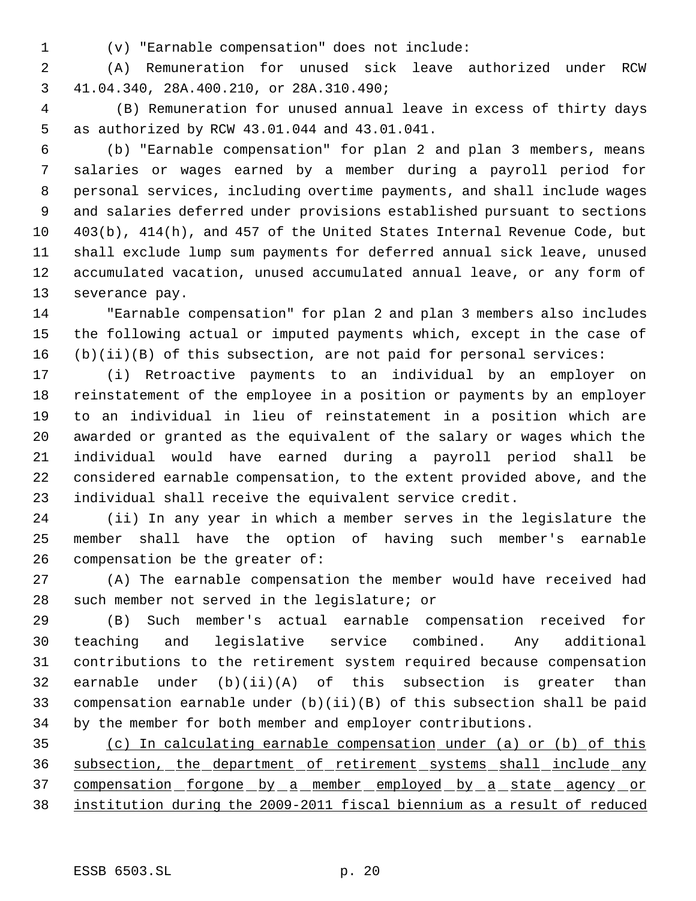(v) "Earnable compensation" does not include:

(A) Remuneration for unused sick leave authorized under RCW 41.04.340, 28A.400.210, or 28A.310.490;

(B) Remuneration for unused annual leave in excess of thirty days as authorized by RCW 43.01.044 and 43.01.041.

(b) "Earnable compensation" for plan 2 and plan 3 members, means salaries or wages earned by a member during a payroll period for personal services, including overtime payments, and shall include wages and salaries deferred under provisions established pursuant to sections 403(b), 414(h), and 457 of the United States Internal Revenue Code, but shall exclude lump sum payments for deferred annual sick leave, unused accumulated vacation, unused accumulated annual leave, or any form of severance pay.

"Earnable compensation" for plan 2 and plan 3 members also includes the following actual or imputed payments which, except in the case of (b)(ii)(B) of this subsection, are not paid for personal services:

(i) Retroactive payments to an individual by an employer on reinstatement of the employee in a position or payments by an employer to an individual in lieu of reinstatement in a position which are awarded or granted as the equivalent of the salary or wages which the individual would have earned during a payroll period shall be considered earnable compensation, to the extent provided above, and the individual shall receive the equivalent service credit.

(ii) In any year in which a member serves in the legislature the member shall have the option of having such member's earnable compensation be the greater of:

(A) The earnable compensation the member would have received had such member not served in the legislature; or

(B) Such member's actual earnable compensation received for teaching and legislative service combined. Any additional contributions to the retirement system required because compensation earnable under (b)(ii)(A) of this subsection is greater than compensation earnable under (b)(ii)(B) of this subsection shall be paid by the member for both member and employer contributions.

<u>(c) In calculating earnable compensation under (a) or (b) of this subsection, the department of retirement systems shall include any compensation forgone by a member employed by a state agency or institution during the 2009-2011 fiscal biennium as a result of reduced</u>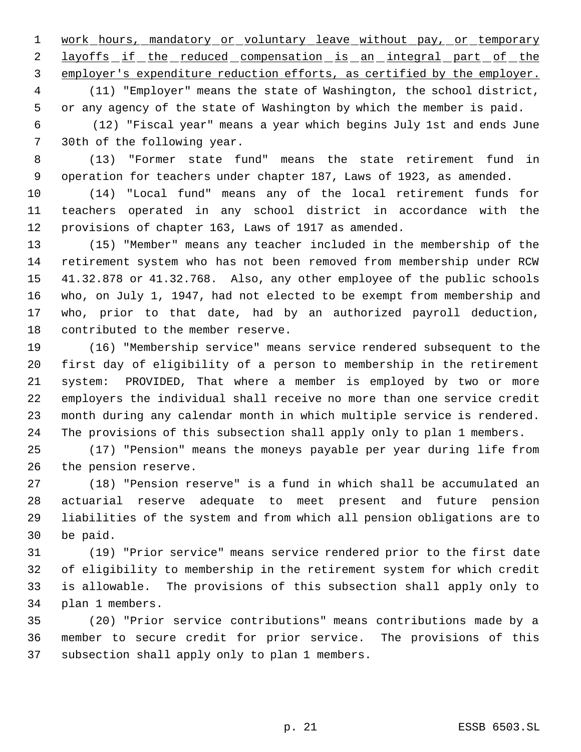work hours, mandatory or voluntary leave without pay, or temporary layoffs if the reduced compensation is an integral part of the employer's expenditure reduction efforts, as certified by the employer.

(11) "Employer" means the state of Washington, the school district, or any agency of the state of Washington by which the member is paid.

(12) "Fiscal year" means a year which begins July 1st and ends June 30th of the following year.

(13) "Former state fund" means the state retirement fund in operation for teachers under chapter 187, Laws of 1923, as amended.

(14) "Local fund" means any of the local retirement funds for teachers operated in any school district in accordance with the provisions of chapter 163, Laws of 1917 as amended.

(15) "Member" means any teacher included in the membership of the retirement system who has not been removed from membership under RCW 41.32.878 or 41.32.768. Also, any other employee of the public schools who, on July 1, 1947, had not elected to be exempt from membership and who, prior to that date, had by an authorized payroll deduction, contributed to the member reserve.

(16) "Membership service" means service rendered subsequent to the first day of eligibility of a person to membership in the retirement system: PROVIDED, That where a member is employed by two or more employers the individual shall receive no more than one service credit month during any calendar month in which multiple service is rendered. The provisions of this subsection shall apply only to plan 1 members.

(17) "Pension" means the moneys payable per year during life from the pension reserve.

(18) "Pension reserve" is a fund in which shall be accumulated an actuarial reserve adequate to meet present and future pension liabilities of the system and from which all pension obligations are to be paid.

(19) "Prior service" means service rendered prior to the first date of eligibility to membership in the retirement system for which credit is allowable. The provisions of this subsection shall apply only to plan 1 members.

(20) "Prior service contributions" means contributions made by a member to secure credit for prior service. The provisions of this subsection shall apply only to plan 1 members.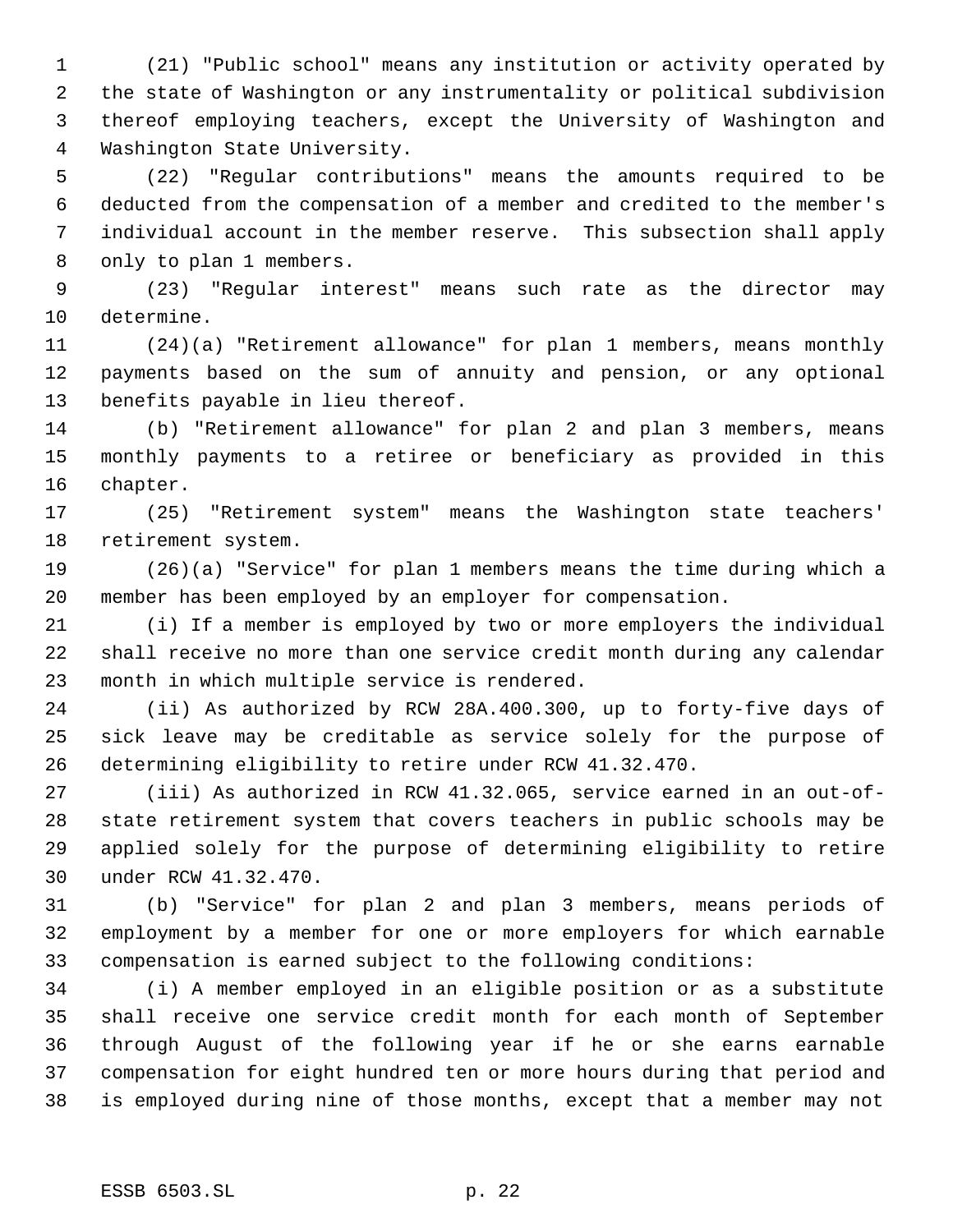(21) "Public school" means any institution or activity operated by the state of Washington or any instrumentality or political subdivision thereof employing teachers, except the University of Washington and Washington State University.

(22) "Regular contributions" means the amounts required to be deducted from the compensation of a member and credited to the member's individual account in the member reserve. This subsection shall apply only to plan 1 members.

(23) "Regular interest" means such rate as the director may determine.

(24)(a) "Retirement allowance" for plan 1 members, means monthly payments based on the sum of annuity and pension, or any optional benefits payable in lieu thereof.

(b) "Retirement allowance" for plan 2 and plan 3 members, means monthly payments to a retiree or beneficiary as provided in this chapter.

(25) "Retirement system" means the Washington state teachers' retirement system.

(26)(a) "Service" for plan 1 members means the time during which a member has been employed by an employer for compensation.

(i) If a member is employed by two or more employers the individual shall receive no more than one service credit month during any calendar month in which multiple service is rendered.

(ii) As authorized by RCW 28A.400.300, up to forty-five days of sick leave may be creditable as service solely for the purpose of determining eligibility to retire under RCW 41.32.470.

(iii) As authorized in RCW 41.32.065, service earned in an out-of-state retirement system that covers teachers in public schools may be applied solely for the purpose of determining eligibility to retire under RCW 41.32.470.

(b) "Service" for plan 2 and plan 3 members, means periods of employment by a member for one or more employers for which earnable compensation is earned subject to the following conditions:

(i) A member employed in an eligible position or as a substitute shall receive one service credit month for each month of September through August of the following year if he or she earns earnable compensation for eight hundred ten or more hours during that period and is employed during nine of those months, except that a member may not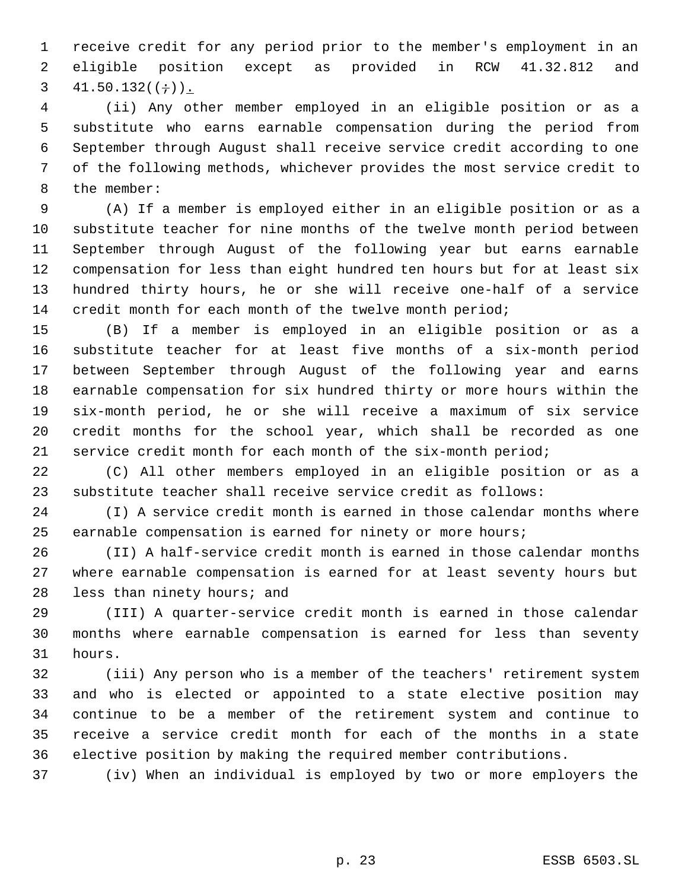receive credit for any period prior to the member's employment in an eligible position except as provided in RCW 41.32.812 and 41.50.132((;)).

(ii) Any other member employed in an eligible position or as a substitute who earns earnable compensation during the period from September through August shall receive service credit according to one of the following methods, whichever provides the most service credit to the member:

(A) If a member is employed either in an eligible position or as a substitute teacher for nine months of the twelve month period between September through August of the following year but earns earnable compensation for less than eight hundred ten hours but for at least six hundred thirty hours, he or she will receive one-half of a service credit month for each month of the twelve month period;

(B) If a member is employed in an eligible position or as a substitute teacher for at least five months of a six-month period between September through August of the following year and earns earnable compensation for six hundred thirty or more hours within the six-month period, he or she will receive a maximum of six service credit months for the school year, which shall be recorded as one service credit month for each month of the six-month period;

(C) All other members employed in an eligible position or as a substitute teacher shall receive service credit as follows:

(I) A service credit month is earned in those calendar months where earnable compensation is earned for ninety or more hours;

(II) A half-service credit month is earned in those calendar months where earnable compensation is earned for at least seventy hours but less than ninety hours; and

(III) A quarter-service credit month is earned in those calendar months where earnable compensation is earned for less than seventy hours.

(iii) Any person who is a member of the teachers' retirement system and who is elected or appointed to a state elective position may continue to be a member of the retirement system and continue to receive a service credit month for each of the months in a state elective position by making the required member contributions.

(iv) When an individual is employed by two or more employers the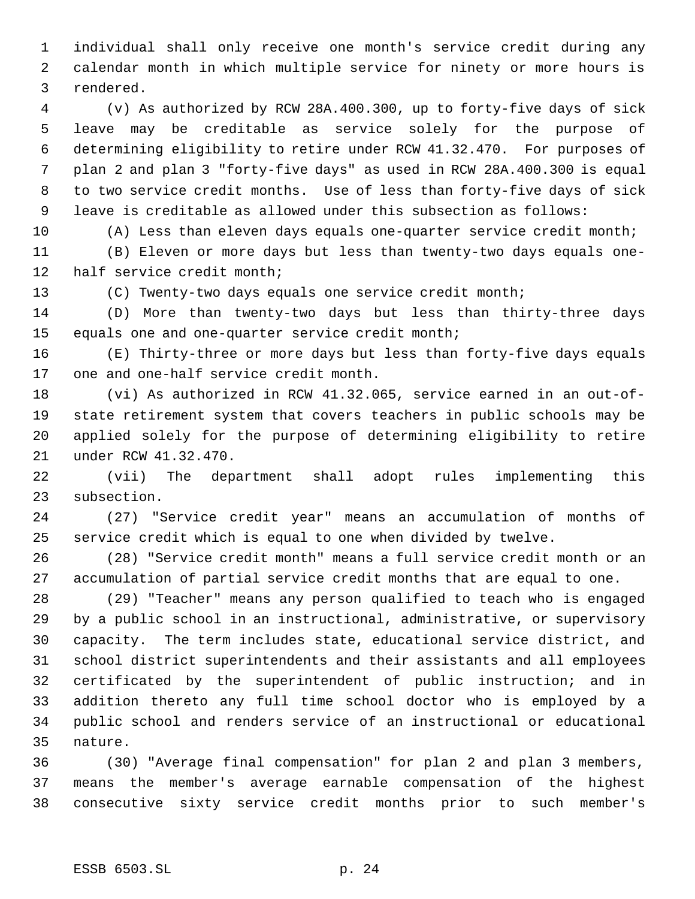individual shall only receive one month's service credit during any calendar month in which multiple service for ninety or more hours is rendered.

(v) As authorized by RCW 28A.400.300, up to forty-five days of sick leave may be creditable as service solely for the purpose of determining eligibility to retire under RCW 41.32.470. For purposes of plan 2 and plan 3 "forty-five days" as used in RCW 28A.400.300 is equal to two service credit months. Use of less than forty-five days of sick leave is creditable as allowed under this subsection as follows:

(A) Less than eleven days equals one-quarter service credit month;

(B) Eleven or more days but less than twenty-two days equals one-half service credit month;

(C) Twenty-two days equals one service credit month;

(D) More than twenty-two days but less than thirty-three days equals one and one-quarter service credit month;

(E) Thirty-three or more days but less than forty-five days equals one and one-half service credit month.

(vi) As authorized in RCW 41.32.065, service earned in an out-of-state retirement system that covers teachers in public schools may be applied solely for the purpose of determining eligibility to retire under RCW 41.32.470.

(vii) The department shall adopt rules implementing this subsection.

(27) "Service credit year" means an accumulation of months of service credit which is equal to one when divided by twelve.

(28) "Service credit month" means a full service credit month or an accumulation of partial service credit months that are equal to one.

(29) "Teacher" means any person qualified to teach who is engaged by a public school in an instructional, administrative, or supervisory capacity. The term includes state, educational service district, and school district superintendents and their assistants and all employees certificated by the superintendent of public instruction; and in addition thereto any full time school doctor who is employed by a public school and renders service of an instructional or educational nature.

(30) "Average final compensation" for plan 2 and plan 3 members, means the member's average earnable compensation of the highest consecutive sixty service credit months prior to such member's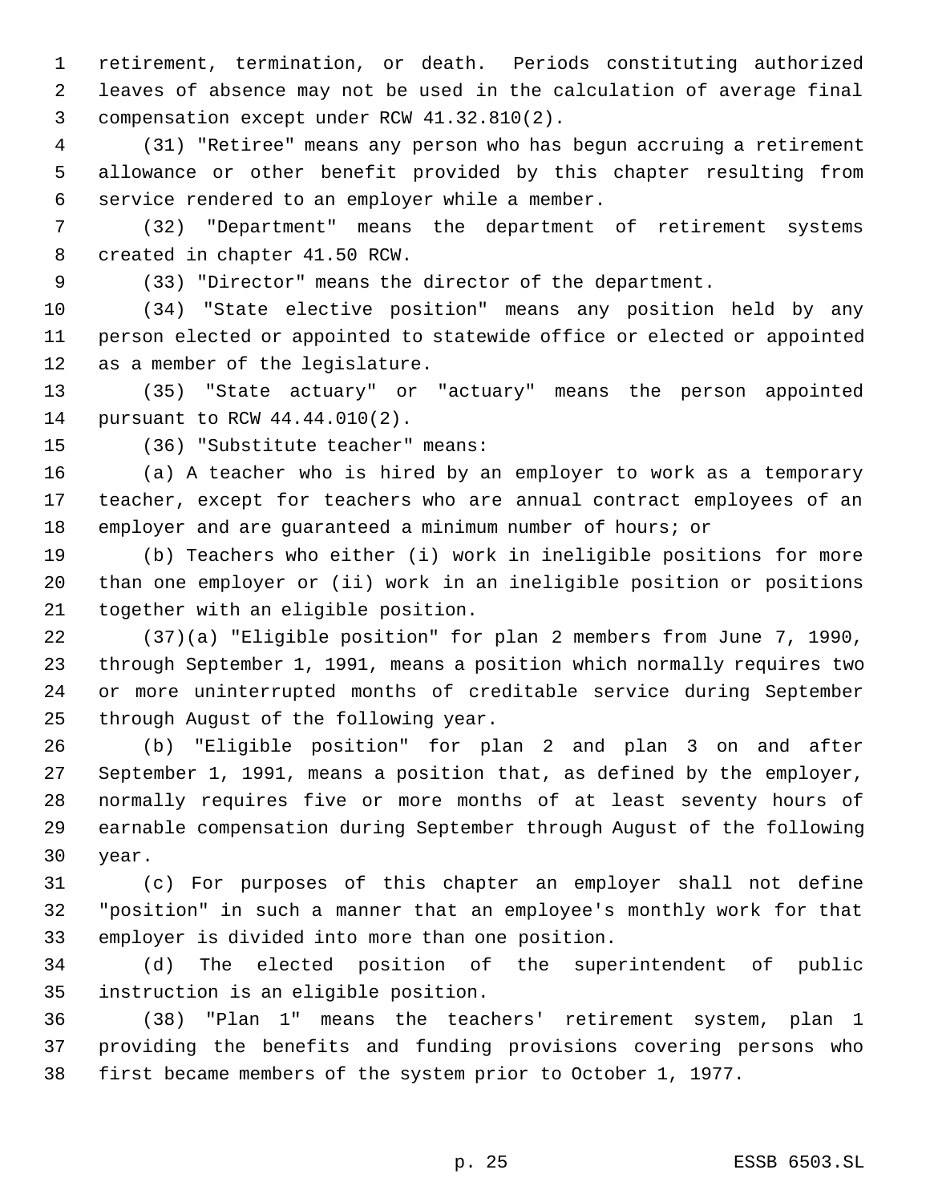retirement, termination, or death. Periods constituting authorized leaves of absence may not be used in the calculation of average final compensation except under RCW 41.32.810(2).

(31) "Retiree" means any person who has begun accruing a retirement allowance or other benefit provided by this chapter resulting from service rendered to an employer while a member.

(32) "Department" means the department of retirement systems created in chapter 41.50 RCW.

(33) "Director" means the director of the department.

(34) "State elective position" means any position held by any person elected or appointed to statewide office or elected or appointed as a member of the legislature.

(35) "State actuary" or "actuary" means the person appointed pursuant to RCW 44.44.010(2).

(36) "Substitute teacher" means:

(a) A teacher who is hired by an employer to work as a temporary teacher, except for teachers who are annual contract employees of an employer and are guaranteed a minimum number of hours; or

(b) Teachers who either (i) work in ineligible positions for more than one employer or (ii) work in an ineligible position or positions together with an eligible position.

(37)(a) "Eligible position" for plan 2 members from June 7, 1990, through September 1, 1991, means a position which normally requires two or more uninterrupted months of creditable service during September through August of the following year.

(b) "Eligible position" for plan 2 and plan 3 on and after September 1, 1991, means a position that, as defined by the employer, normally requires five or more months of at least seventy hours of earnable compensation during September through August of the following year.

(c) For purposes of this chapter an employer shall not define "position" in such a manner that an employee's monthly work for that employer is divided into more than one position.

(d) The elected position of the superintendent of public instruction is an eligible position.

(38) "Plan 1" means the teachers' retirement system, plan 1 providing the benefits and funding provisions covering persons who first became members of the system prior to October 1, 1977.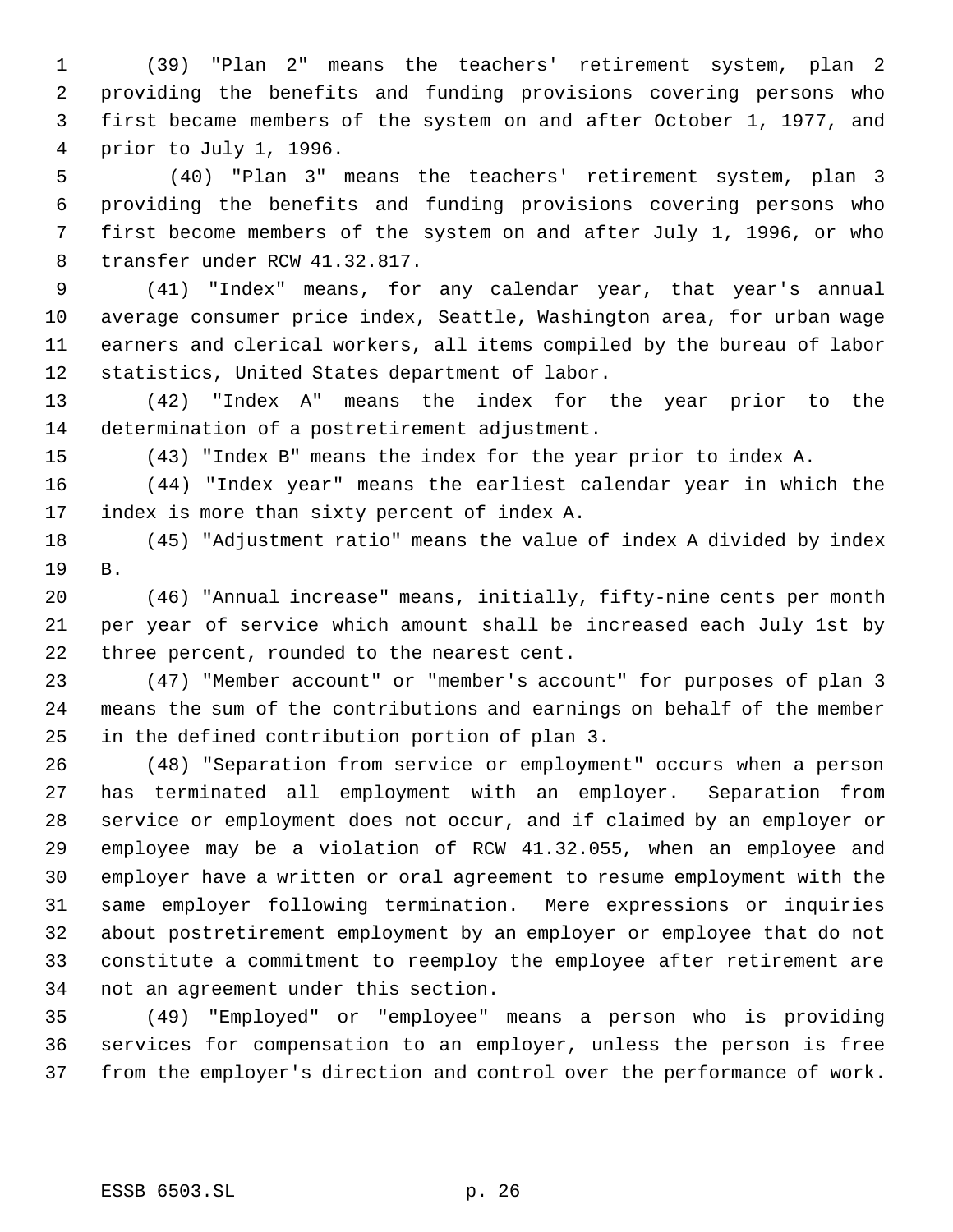(39) "Plan 2" means the teachers' retirement system, plan 2 providing the benefits and funding provisions covering persons who first became members of the system on and after October 1, 1977, and prior to July 1, 1996.

(40) "Plan 3" means the teachers' retirement system, plan 3 providing the benefits and funding provisions covering persons who first become members of the system on and after July 1, 1996, or who transfer under RCW 41.32.817.

(41) "Index" means, for any calendar year, that year's annual average consumer price index, Seattle, Washington area, for urban wage earners and clerical workers, all items compiled by the bureau of labor statistics, United States department of labor.

(42) "Index A" means the index for the year prior to the determination of a postretirement adjustment.

(43) "Index B" means the index for the year prior to index A.

(44) "Index year" means the earliest calendar year in which the index is more than sixty percent of index A.

(45) "Adjustment ratio" means the value of index A divided by index B.

(46) "Annual increase" means, initially, fifty-nine cents per month per year of service which amount shall be increased each July 1st by three percent, rounded to the nearest cent.

(47) "Member account" or "member's account" for purposes of plan 3 means the sum of the contributions and earnings on behalf of the member in the defined contribution portion of plan 3.

(48) "Separation from service or employment" occurs when a person has terminated all employment with an employer. Separation from service or employment does not occur, and if claimed by an employer or employee may be a violation of RCW 41.32.055, when an employee and employer have a written or oral agreement to resume employment with the same employer following termination. Mere expressions or inquiries about postretirement employment by an employer or employee that do not constitute a commitment to reemploy the employee after retirement are not an agreement under this section.

(49) "Employed" or "employee" means a person who is providing services for compensation to an employer, unless the person is free from the employer's direction and control over the performance of work.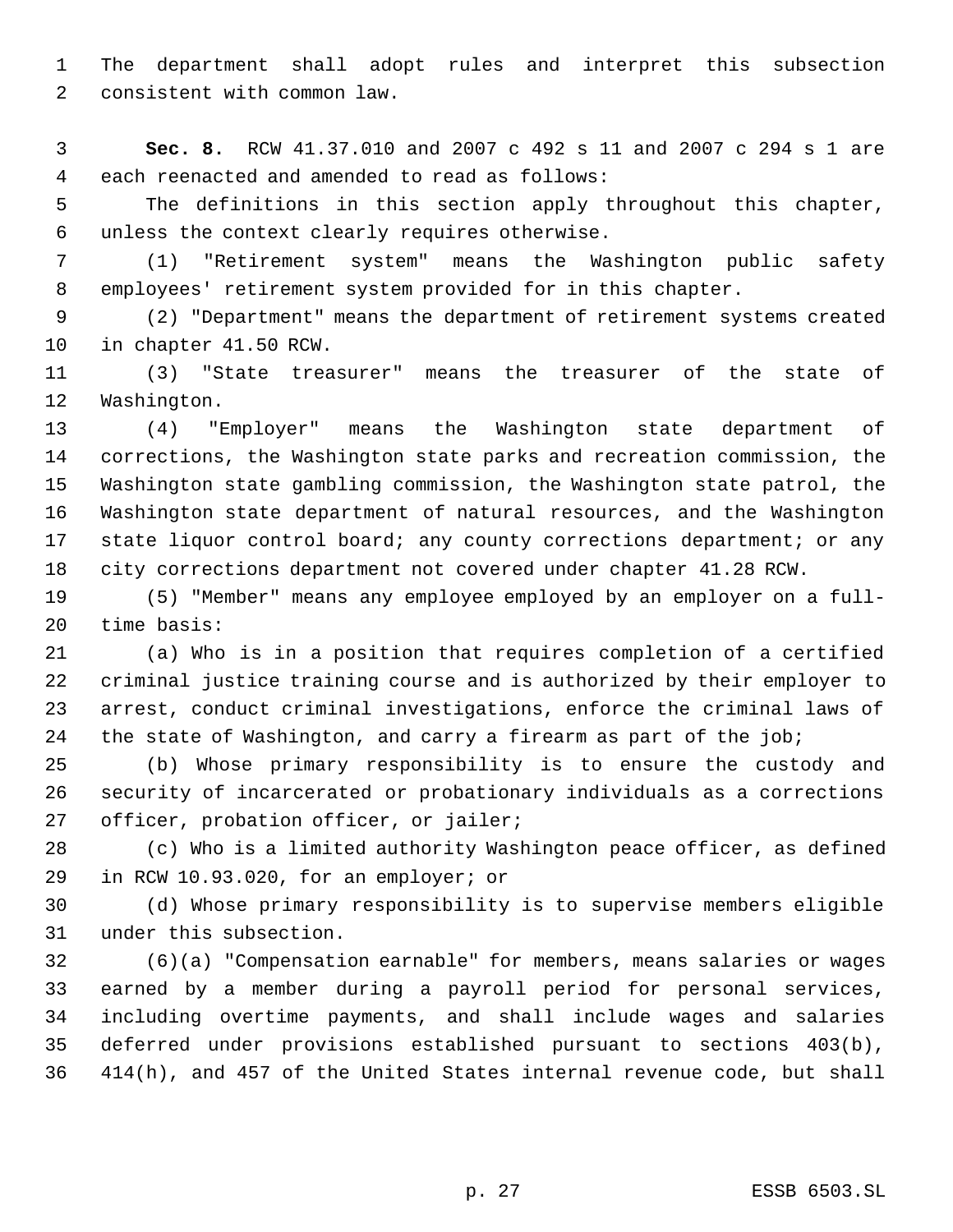The department shall adopt rules and interpret this subsection consistent with common law.

**Sec. 8.** RCW 41.37.010 and 2007 c 492 s 11 and 2007 c 294 s 1 are each reenacted and amended to read as follows:

The definitions in this section apply throughout this chapter, unless the context clearly requires otherwise.

(1) "Retirement system" means the Washington public safety employees' retirement system provided for in this chapter.

(2) "Department" means the department of retirement systems created in chapter 41.50 RCW.

(3) "State treasurer" means the treasurer of the state of Washington.

(4) "Employer" means the Washington state department of corrections, the Washington state parks and recreation commission, the Washington state gambling commission, the Washington state patrol, the Washington state department of natural resources, and the Washington state liquor control board; any county corrections department; or any city corrections department not covered under chapter 41.28 RCW.

(5) "Member" means any employee employed by an employer on a full-time basis:

(a) Who is in a position that requires completion of a certified criminal justice training course and is authorized by their employer to arrest, conduct criminal investigations, enforce the criminal laws of the state of Washington, and carry a firearm as part of the job;

(b) Whose primary responsibility is to ensure the custody and security of incarcerated or probationary individuals as a corrections officer, probation officer, or jailer;

(c) Who is a limited authority Washington peace officer, as defined in RCW 10.93.020, for an employer; or

(d) Whose primary responsibility is to supervise members eligible under this subsection.

(6)(a) "Compensation earnable" for members, means salaries or wages earned by a member during a payroll period for personal services, including overtime payments, and shall include wages and salaries deferred under provisions established pursuant to sections 403(b), 414(h), and 457 of the United States internal revenue code, but shall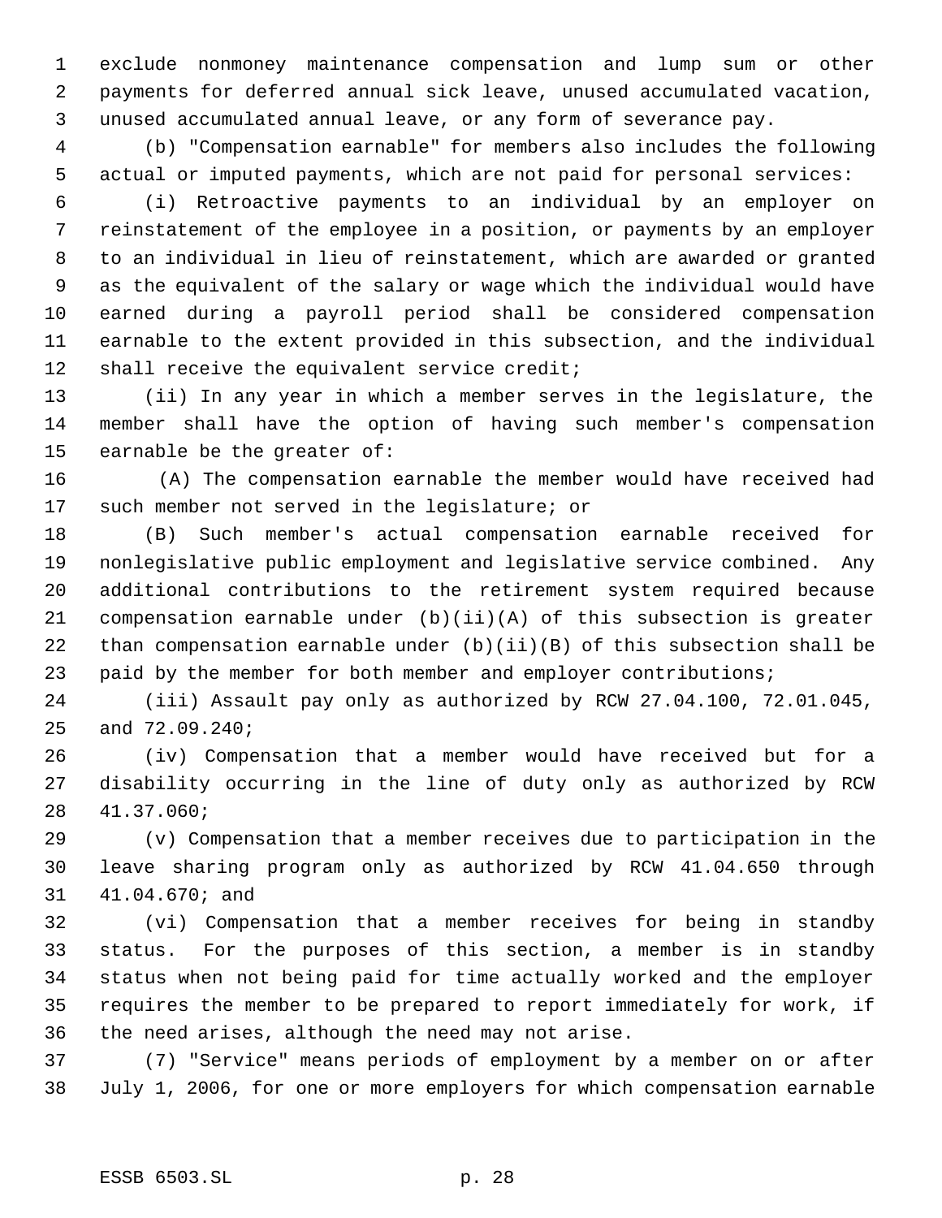exclude nonmoney maintenance compensation and lump sum or other payments for deferred annual sick leave, unused accumulated vacation, unused accumulated annual leave, or any form of severance pay.

(b) "Compensation earnable" for members also includes the following actual or imputed payments, which are not paid for personal services:

(i) Retroactive payments to an individual by an employer on reinstatement of the employee in a position, or payments by an employer to an individual in lieu of reinstatement, which are awarded or granted as the equivalent of the salary or wage which the individual would have earned during a payroll period shall be considered compensation earnable to the extent provided in this subsection, and the individual shall receive the equivalent service credit;

(ii) In any year in which a member serves in the legislature, the member shall have the option of having such member's compensation earnable be the greater of:

(A) The compensation earnable the member would have received had such member not served in the legislature; or

(B) Such member's actual compensation earnable received for nonlegislative public employment and legislative service combined. Any additional contributions to the retirement system required because compensation earnable under (b)(ii)(A) of this subsection is greater than compensation earnable under (b)(ii)(B) of this subsection shall be paid by the member for both member and employer contributions;

(iii) Assault pay only as authorized by RCW 27.04.100, 72.01.045, and 72.09.240;

(iv) Compensation that a member would have received but for a disability occurring in the line of duty only as authorized by RCW 41.37.060;

(v) Compensation that a member receives due to participation in the leave sharing program only as authorized by RCW 41.04.650 through 41.04.670; and

(vi) Compensation that a member receives for being in standby status. For the purposes of this section, a member is in standby status when not being paid for time actually worked and the employer requires the member to be prepared to report immediately for work, if the need arises, although the need may not arise.

(7) "Service" means periods of employment by a member on or after July 1, 2006, for one or more employers for which compensation earnable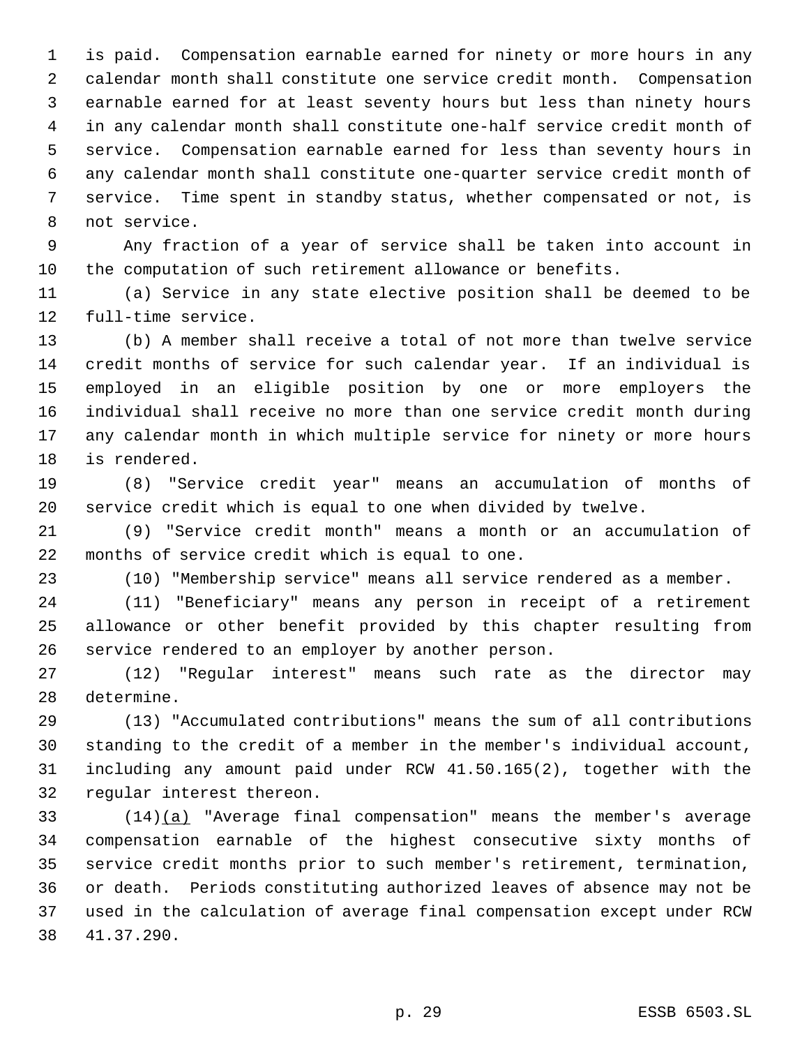is paid. Compensation earnable earned for ninety or more hours in any calendar month shall constitute one service credit month. Compensation earnable earned for at least seventy hours but less than ninety hours in any calendar month shall constitute one-half service credit month of service. Compensation earnable earned for less than seventy hours in any calendar month shall constitute one-quarter service credit month of service. Time spent in standby status, whether compensated or not, is not service.

Any fraction of a year of service shall be taken into account in the computation of such retirement allowance or benefits.

(a) Service in any state elective position shall be deemed to be full-time service.

(b) A member shall receive a total of not more than twelve service credit months of service for such calendar year. If an individual is employed in an eligible position by one or more employers the individual shall receive no more than one service credit month during any calendar month in which multiple service for ninety or more hours is rendered.

(8) "Service credit year" means an accumulation of months of service credit which is equal to one when divided by twelve.

(9) "Service credit month" means a month or an accumulation of months of service credit which is equal to one.

(10) "Membership service" means all service rendered as a member.

(11) "Beneficiary" means any person in receipt of a retirement allowance or other benefit provided by this chapter resulting from service rendered to an employer by another person.

(12) "Regular interest" means such rate as the director may determine.

(13) "Accumulated contributions" means the sum of all contributions standing to the credit of a member in the member's individual account, including any amount paid under RCW 41.50.165(2), together with the regular interest thereon.

(14)<u>(a)</u> "Average final compensation" means the member's average compensation earnable of the highest consecutive sixty months of service credit months prior to such member's retirement, termination, or death. Periods constituting authorized leaves of absence may not be used in the calculation of average final compensation except under RCW 41.37.290.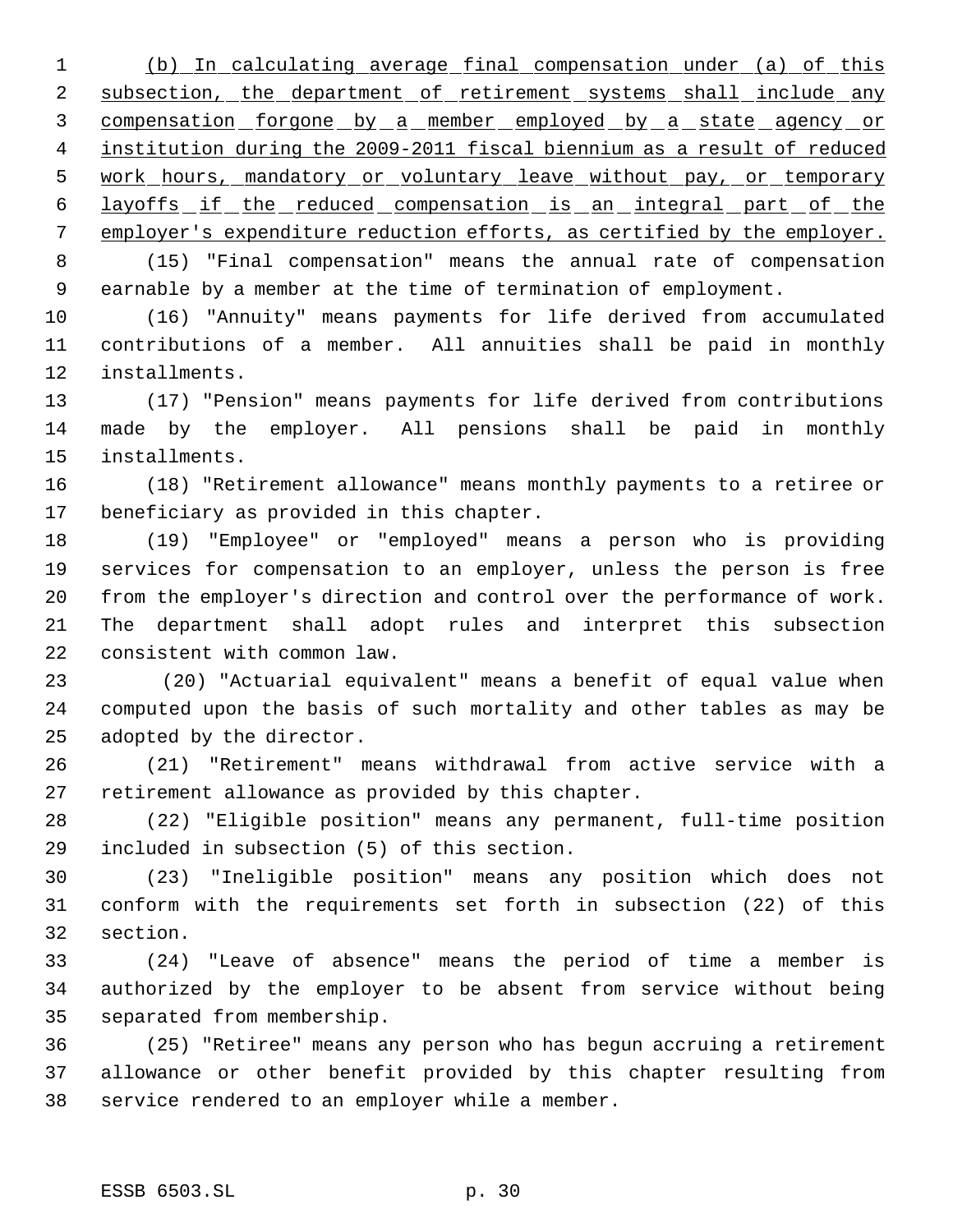(b) In calculating average final compensation under (a) of this subsection, the department of retirement systems shall include any compensation forgone by a member employed by a state agency or institution during the 2009-2011 fiscal biennium as a result of reduced work hours, mandatory or voluntary leave without pay, or temporary layoffs if the reduced compensation is an integral part of the employer's expenditure reduction efforts, as certified by the employer.

(15) "Final compensation" means the annual rate of compensation earnable by a member at the time of termination of employment.

(16) "Annuity" means payments for life derived from accumulated contributions of a member. All annuities shall be paid in monthly installments.

(17) "Pension" means payments for life derived from contributions made by the employer. All pensions shall be paid in monthly installments.

(18) "Retirement allowance" means monthly payments to a retiree or beneficiary as provided in this chapter.

(19) "Employee" or "employed" means a person who is providing services for compensation to an employer, unless the person is free from the employer's direction and control over the performance of work. The department shall adopt rules and interpret this subsection consistent with common law.

(20) "Actuarial equivalent" means a benefit of equal value when computed upon the basis of such mortality and other tables as may be adopted by the director.

(21) "Retirement" means withdrawal from active service with a retirement allowance as provided by this chapter.

(22) "Eligible position" means any permanent, full-time position included in subsection (5) of this section.

(23) "Ineligible position" means any position which does not conform with the requirements set forth in subsection (22) of this section.

(24) "Leave of absence" means the period of time a member is authorized by the employer to be absent from service without being separated from membership.

(25) "Retiree" means any person who has begun accruing a retirement allowance or other benefit provided by this chapter resulting from service rendered to an employer while a member.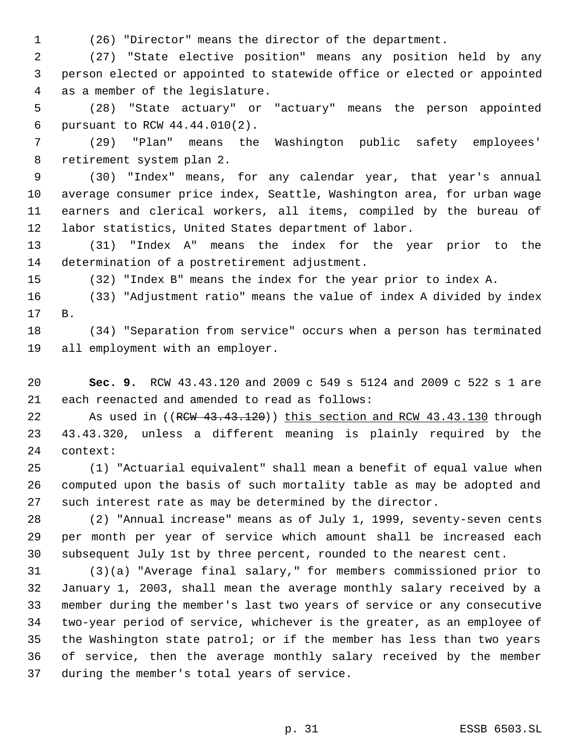(26) "Director" means the director of the department.

(27) "State elective position" means any position held by any person elected or appointed to statewide office or elected or appointed as a member of the legislature.

(28) "State actuary" or "actuary" means the person appointed pursuant to RCW 44.44.010(2).

(29) "Plan" means the Washington public safety employees' retirement system plan 2.

(30) "Index" means, for any calendar year, that year's annual average consumer price index, Seattle, Washington area, for urban wage earners and clerical workers, all items, compiled by the bureau of labor statistics, United States department of labor.

(31) "Index A" means the index for the year prior to the determination of a postretirement adjustment.

(32) "Index B" means the index for the year prior to index A.

(33) "Adjustment ratio" means the value of index A divided by index B.

(34) "Separation from service" occurs when a person has terminated all employment with an employer.

**Sec. 9.** RCW 43.43.120 and 2009 c 549 s 5124 and 2009 c 522 s 1 are each reenacted and amended to read as follows:

As used in ((~~RCW 43.43.120~~)) this section and RCW 43.43.130 through 43.43.320, unless a different meaning is plainly required by the context:

(1) "Actuarial equivalent" shall mean a benefit of equal value when computed upon the basis of such mortality table as may be adopted and such interest rate as may be determined by the director.

(2) "Annual increase" means as of July 1, 1999, seventy-seven cents per month per year of service which amount shall be increased each subsequent July 1st by three percent, rounded to the nearest cent.

(3)(a) "Average final salary," for members commissioned prior to January 1, 2003, shall mean the average monthly salary received by a member during the member's last two years of service or any consecutive two-year period of service, whichever is the greater, as an employee of the Washington state patrol; or if the member has less than two years of service, then the average monthly salary received by the member during the member's total years of service.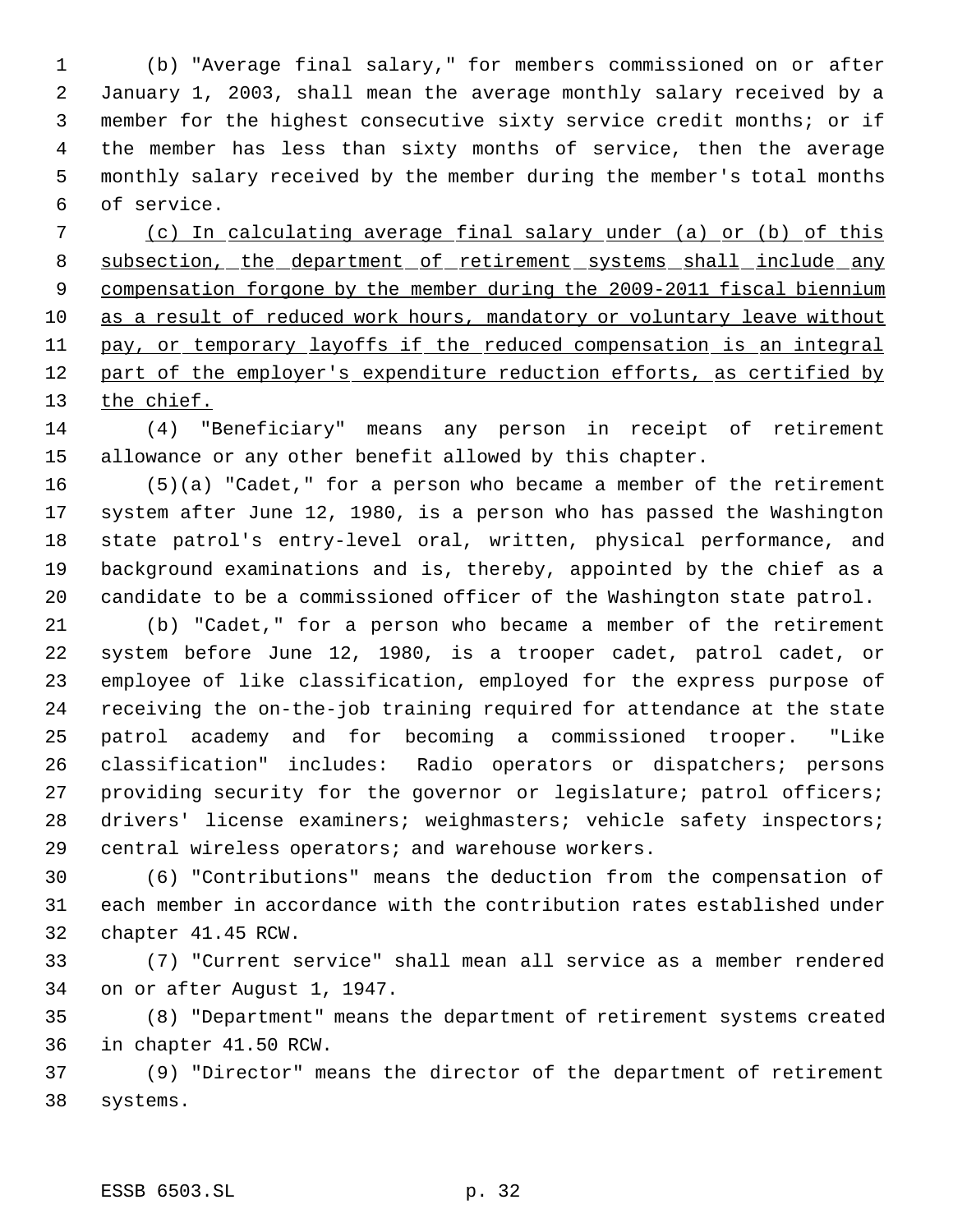(b) "Average final salary," for members commissioned on or after January 1, 2003, shall mean the average monthly salary received by a member for the highest consecutive sixty service credit months; or if the member has less than sixty months of service, then the average monthly salary received by the member during the member's total months of service.

(c) In calculating average final salary under (a) or (b) of this subsection, the department of retirement systems shall include any compensation forgone by the member during the 2009-2011 fiscal biennium as a result of reduced work hours, mandatory or voluntary leave without pay, or temporary layoffs if the reduced compensation is an integral part of the employer's expenditure reduction efforts, as certified by the chief.

(4) "Beneficiary" means any person in receipt of retirement allowance or any other benefit allowed by this chapter.

(5)(a) "Cadet," for a person who became a member of the retirement system after June 12, 1980, is a person who has passed the Washington state patrol's entry-level oral, written, physical performance, and background examinations and is, thereby, appointed by the chief as a candidate to be a commissioned officer of the Washington state patrol.

(b) "Cadet," for a person who became a member of the retirement system before June 12, 1980, is a trooper cadet, patrol cadet, or employee of like classification, employed for the express purpose of receiving the on-the-job training required for attendance at the state patrol academy and for becoming a commissioned trooper. "Like classification" includes: Radio operators or dispatchers; persons providing security for the governor or legislature; patrol officers; drivers' license examiners; weighmasters; vehicle safety inspectors; central wireless operators; and warehouse workers.

(6) "Contributions" means the deduction from the compensation of each member in accordance with the contribution rates established under chapter 41.45 RCW.

(7) "Current service" shall mean all service as a member rendered on or after August 1, 1947.

(8) "Department" means the department of retirement systems created in chapter 41.50 RCW.

(9) "Director" means the director of the department of retirement systems.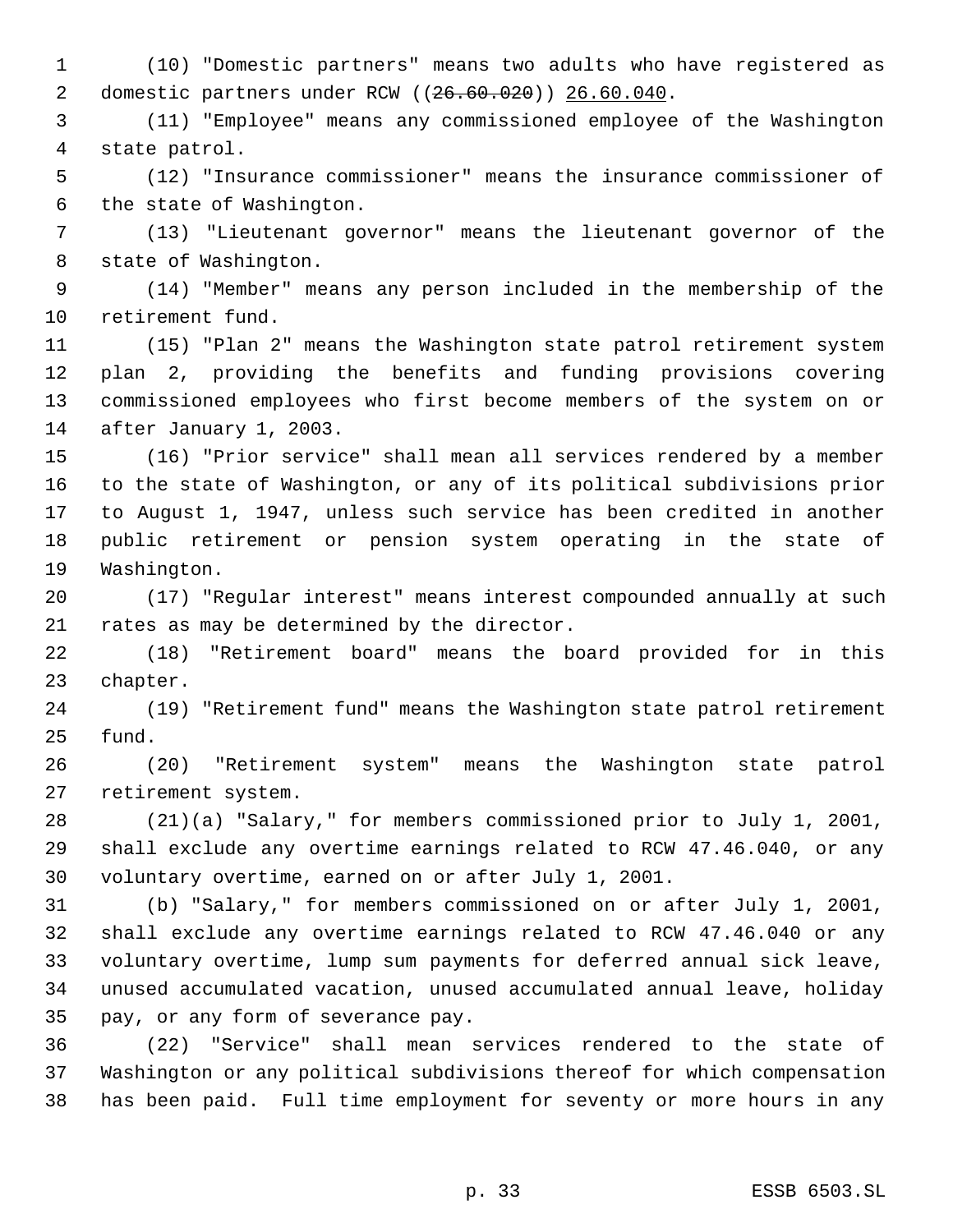(10) "Domestic partners" means two adults who have registered as domestic partners under RCW ((~~26.60.020~~)) <u>26.60.040</u>.

(11) "Employee" means any commissioned employee of the Washington state patrol.

(12) "Insurance commissioner" means the insurance commissioner of the state of Washington.

(13) "Lieutenant governor" means the lieutenant governor of the state of Washington.

(14) "Member" means any person included in the membership of the retirement fund.

(15) "Plan 2" means the Washington state patrol retirement system plan 2, providing the benefits and funding provisions covering commissioned employees who first become members of the system on or after January 1, 2003.

(16) "Prior service" shall mean all services rendered by a member to the state of Washington, or any of its political subdivisions prior to August 1, 1947, unless such service has been credited in another public retirement or pension system operating in the state of Washington.

(17) "Regular interest" means interest compounded annually at such rates as may be determined by the director.

(18) "Retirement board" means the board provided for in this chapter.

(19) "Retirement fund" means the Washington state patrol retirement fund.

(20) "Retirement system" means the Washington state patrol retirement system.

(21)(a) "Salary," for members commissioned prior to July 1, 2001, shall exclude any overtime earnings related to RCW 47.46.040, or any voluntary overtime, earned on or after July 1, 2001.

(b) "Salary," for members commissioned on or after July 1, 2001, shall exclude any overtime earnings related to RCW 47.46.040 or any voluntary overtime, lump sum payments for deferred annual sick leave, unused accumulated vacation, unused accumulated annual leave, holiday pay, or any form of severance pay.

(22) "Service" shall mean services rendered to the state of Washington or any political subdivisions thereof for which compensation has been paid. Full time employment for seventy or more hours in any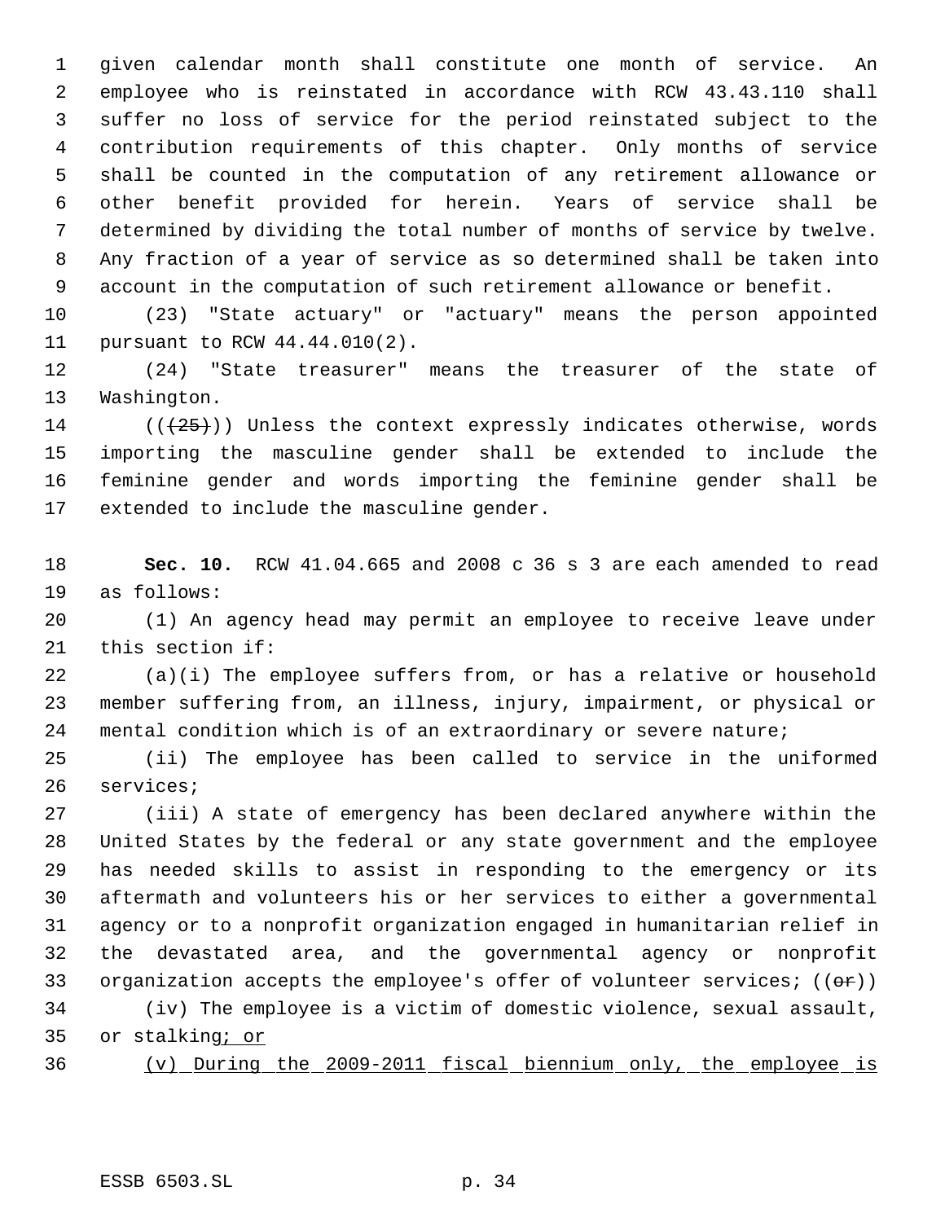given calendar month shall constitute one month of service. An employee who is reinstated in accordance with RCW 43.43.110 shall suffer no loss of service for the period reinstated subject to the contribution requirements of this chapter. Only months of service shall be counted in the computation of any retirement allowance or other benefit provided for herein. Years of service shall be determined by dividing the total number of months of service by twelve. Any fraction of a year of service as so determined shall be taken into account in the computation of such retirement allowance or benefit.

(23) "State actuary" or "actuary" means the person appointed pursuant to RCW 44.44.010(2).

(24) "State treasurer" means the treasurer of the state of Washington.

(( ~~(25)~~ )) Unless the context expressly indicates otherwise, words importing the masculine gender shall be extended to include the feminine gender and words importing the feminine gender shall be extended to include the masculine gender.

**Sec. 10.** RCW 41.04.665 and 2008 c 36 s 3 are each amended to read as follows:

(1) An agency head may permit an employee to receive leave under this section if:

(a)(i) The employee suffers from, or has a relative or household member suffering from, an illness, injury, impairment, or physical or mental condition which is of an extraordinary or severe nature;

(ii) The employee has been called to service in the uniformed services;

(iii) A state of emergency has been declared anywhere within the United States by the federal or any state government and the employee has needed skills to assist in responding to the emergency or its aftermath and volunteers his or her services to either a governmental agency or to a nonprofit organization engaged in humanitarian relief in the devastated area, and the governmental agency or nonprofit organization accepts the employee's offer of volunteer services; (( ~~or~~ ))

(iv) The employee is a victim of domestic violence, sexual assault, or stalking<u>; or</u>

<u>(v) During the 2009-2011 fiscal biennium only, the employee is</u>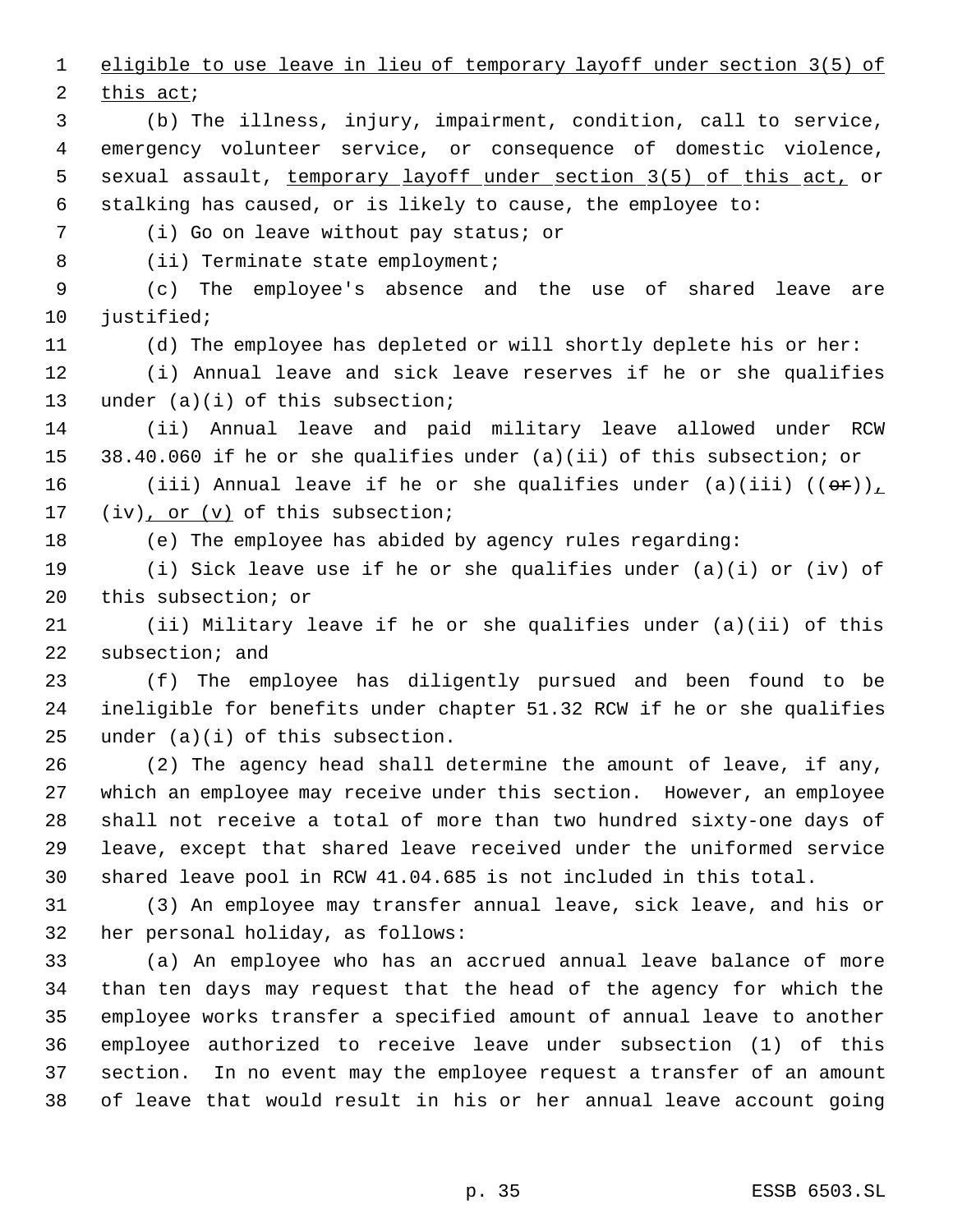eligible to use leave in lieu of temporary layoff under section 3(5) of this act;

(b) The illness, injury, impairment, condition, call to service, emergency volunteer service, or consequence of domestic violence, sexual assault, temporary layoff under section 3(5) of this act, or stalking has caused, or is likely to cause, the employee to:

(i) Go on leave without pay status; or

(ii) Terminate state employment;

(c) The employee's absence and the use of shared leave are justified;

(d) The employee has depleted or will shortly deplete his or her:

(i) Annual leave and sick leave reserves if he or she qualifies under (a)(i) of this subsection;

(ii) Annual leave and paid military leave allowed under RCW 38.40.060 if he or she qualifies under (a)(ii) of this subsection; or

(iii) Annual leave if he or she qualifies under (a)(iii) ((~~or~~)), (iv), or (v) of this subsection;

(e) The employee has abided by agency rules regarding:

(i) Sick leave use if he or she qualifies under (a)(i) or (iv) of this subsection; or

(ii) Military leave if he or she qualifies under (a)(ii) of this subsection; and

(f) The employee has diligently pursued and been found to be ineligible for benefits under chapter 51.32 RCW if he or she qualifies under (a)(i) of this subsection.

(2) The agency head shall determine the amount of leave, if any, which an employee may receive under this section. However, an employee shall not receive a total of more than two hundred sixty-one days of leave, except that shared leave received under the uniformed service shared leave pool in RCW 41.04.685 is not included in this total.

(3) An employee may transfer annual leave, sick leave, and his or her personal holiday, as follows:

(a) An employee who has an accrued annual leave balance of more than ten days may request that the head of the agency for which the employee works transfer a specified amount of annual leave to another employee authorized to receive leave under subsection (1) of this section. In no event may the employee request a transfer of an amount of leave that would result in his or her annual leave account going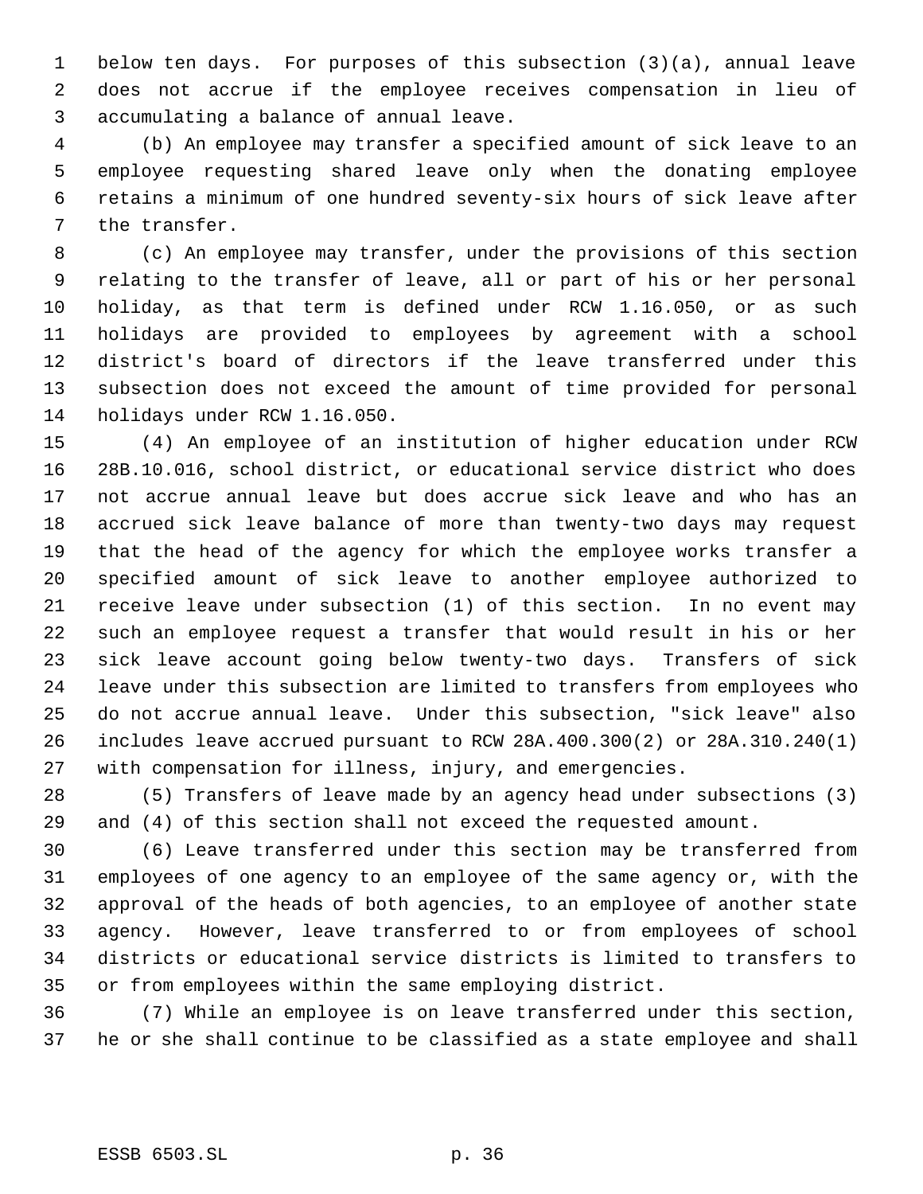below ten days. For purposes of this subsection (3)(a), annual leave does not accrue if the employee receives compensation in lieu of accumulating a balance of annual leave.

(b) An employee may transfer a specified amount of sick leave to an employee requesting shared leave only when the donating employee retains a minimum of one hundred seventy-six hours of sick leave after the transfer.

(c) An employee may transfer, under the provisions of this section relating to the transfer of leave, all or part of his or her personal holiday, as that term is defined under RCW 1.16.050, or as such holidays are provided to employees by agreement with a school district's board of directors if the leave transferred under this subsection does not exceed the amount of time provided for personal holidays under RCW 1.16.050.

(4) An employee of an institution of higher education under RCW 28B.10.016, school district, or educational service district who does not accrue annual leave but does accrue sick leave and who has an accrued sick leave balance of more than twenty-two days may request that the head of the agency for which the employee works transfer a specified amount of sick leave to another employee authorized to receive leave under subsection (1) of this section. In no event may such an employee request a transfer that would result in his or her sick leave account going below twenty-two days. Transfers of sick leave under this subsection are limited to transfers from employees who do not accrue annual leave. Under this subsection, "sick leave" also includes leave accrued pursuant to RCW 28A.400.300(2) or 28A.310.240(1) with compensation for illness, injury, and emergencies.

(5) Transfers of leave made by an agency head under subsections (3) and (4) of this section shall not exceed the requested amount.

(6) Leave transferred under this section may be transferred from employees of one agency to an employee of the same agency or, with the approval of the heads of both agencies, to an employee of another state agency. However, leave transferred to or from employees of school districts or educational service districts is limited to transfers to or from employees within the same employing district.

(7) While an employee is on leave transferred under this section, he or she shall continue to be classified as a state employee and shall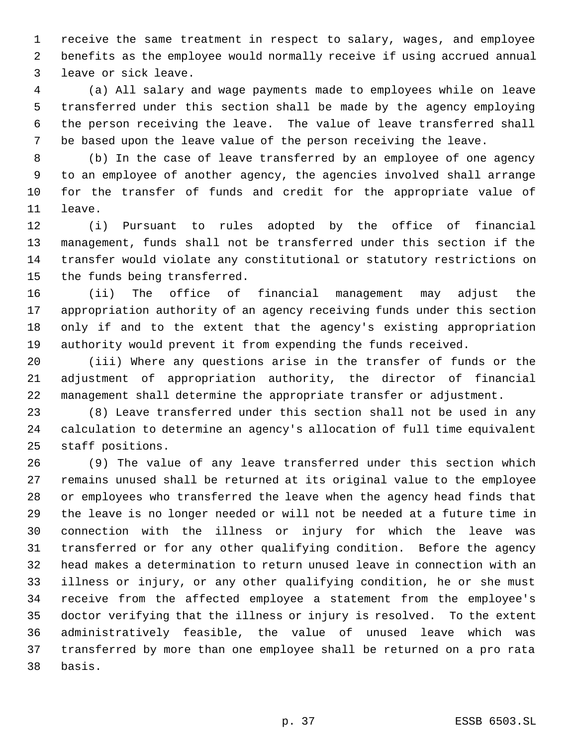receive the same treatment in respect to salary, wages, and employee benefits as the employee would normally receive if using accrued annual leave or sick leave.

(a) All salary and wage payments made to employees while on leave transferred under this section shall be made by the agency employing the person receiving the leave. The value of leave transferred shall be based upon the leave value of the person receiving the leave.

(b) In the case of leave transferred by an employee of one agency to an employee of another agency, the agencies involved shall arrange for the transfer of funds and credit for the appropriate value of leave.

(i) Pursuant to rules adopted by the office of financial management, funds shall not be transferred under this section if the transfer would violate any constitutional or statutory restrictions on the funds being transferred.

(ii) The office of financial management may adjust the appropriation authority of an agency receiving funds under this section only if and to the extent that the agency's existing appropriation authority would prevent it from expending the funds received.

(iii) Where any questions arise in the transfer of funds or the adjustment of appropriation authority, the director of financial management shall determine the appropriate transfer or adjustment.

(8) Leave transferred under this section shall not be used in any calculation to determine an agency's allocation of full time equivalent staff positions.

(9) The value of any leave transferred under this section which remains unused shall be returned at its original value to the employee or employees who transferred the leave when the agency head finds that the leave is no longer needed or will not be needed at a future time in connection with the illness or injury for which the leave was transferred or for any other qualifying condition. Before the agency head makes a determination to return unused leave in connection with an illness or injury, or any other qualifying condition, he or she must receive from the affected employee a statement from the employee's doctor verifying that the illness or injury is resolved. To the extent administratively feasible, the value of unused leave which was transferred by more than one employee shall be returned on a pro rata basis.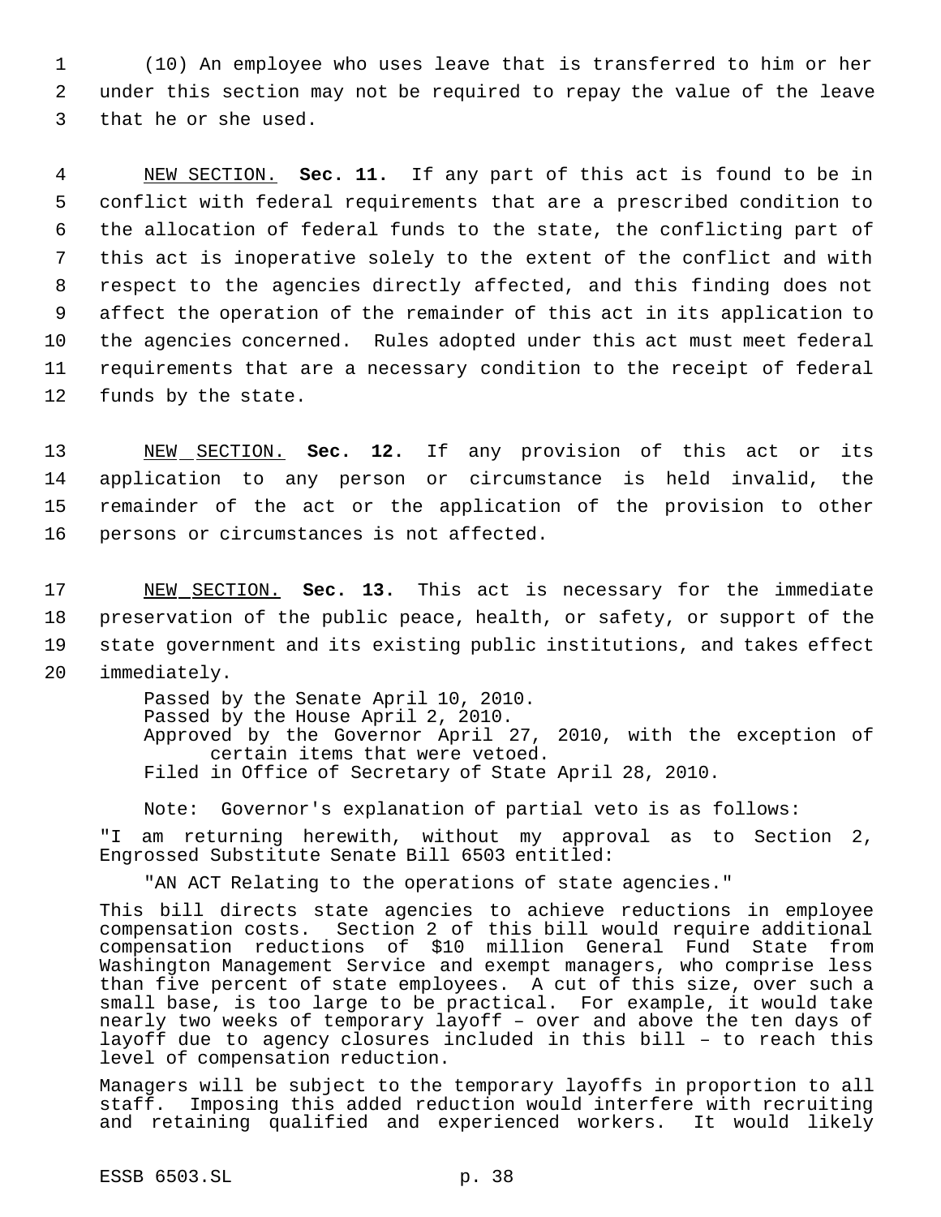(10) An employee who uses leave that is transferred to him or her under this section may not be required to repay the value of the leave that he or she used.

NEW SECTION. **Sec. 11.** If any part of this act is found to be in conflict with federal requirements that are a prescribed condition to the allocation of federal funds to the state, the conflicting part of this act is inoperative solely to the extent of the conflict and with respect to the agencies directly affected, and this finding does not affect the operation of the remainder of this act in its application to the agencies concerned. Rules adopted under this act must meet federal requirements that are a necessary condition to the receipt of federal funds by the state.

NEW SECTION. **Sec. 12.** If any provision of this act or its application to any person or circumstance is held invalid, the remainder of the act or the application of the provision to other persons or circumstances is not affected.

NEW SECTION. **Sec. 13.** This act is necessary for the immediate preservation of the public peace, health, or safety, or support of the state government and its existing public institutions, and takes effect immediately.

Passed by the Senate April 10, 2010.
Passed by the House April 2, 2010.
Approved by the Governor April 27, 2010, with the exception of certain items that were vetoed.
Filed in Office of Secretary of State April 28, 2010.

Note: Governor's explanation of partial veto is as follows:

"I am returning herewith, without my approval as to Section 2, Engrossed Substitute Senate Bill 6503 entitled:

"AN ACT Relating to the operations of state agencies."

This bill directs state agencies to achieve reductions in employee compensation costs. Section 2 of this bill would require additional compensation reductions of $10 million General Fund State from Washington Management Service and exempt managers, who comprise less than five percent of state employees. A cut of this size, over such a small base, is too large to be practical. For example, it would take nearly two weeks of temporary layoff – over and above the ten days of layoff due to agency closures included in this bill – to reach this level of compensation reduction.

Managers will be subject to the temporary layoffs in proportion to all staff. Imposing this added reduction would interfere with recruiting and retaining qualified and experienced workers. It would likely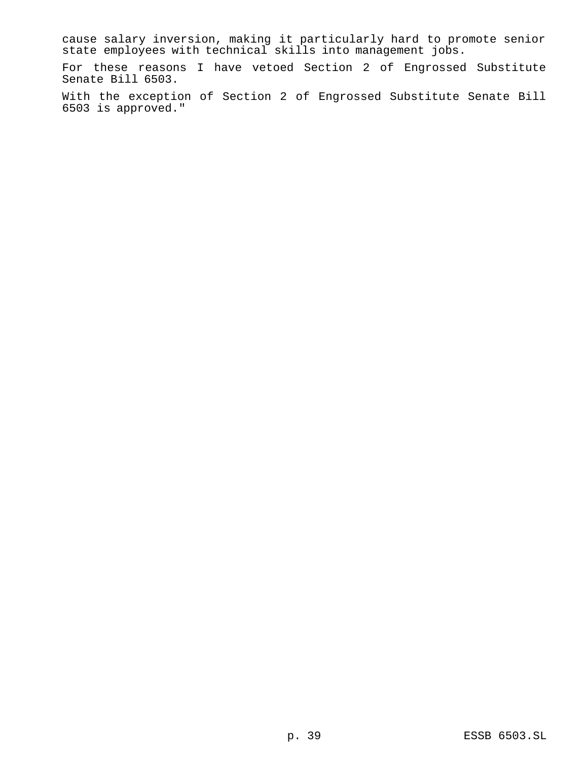cause salary inversion, making it particularly hard to promote senior state employees with technical skills into management jobs.

For these reasons I have vetoed Section 2 of Engrossed Substitute Senate Bill 6503.

With the exception of Section 2 of Engrossed Substitute Senate Bill 6503 is approved."